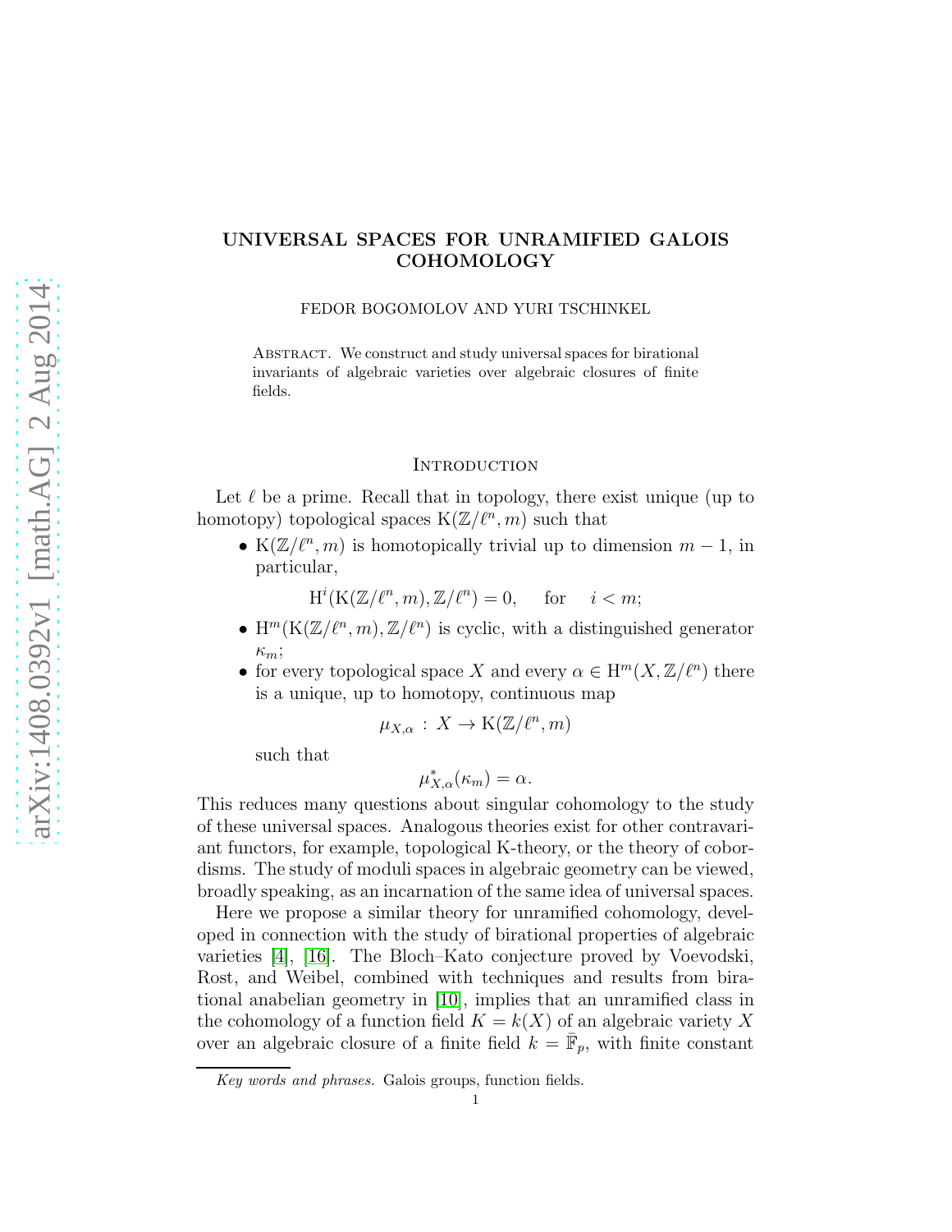# UNIVERSAL SPACES FOR UNRAMIFIED GALOIS COHOMOLOGY

FEDOR BOGOMOLOV AND YURI TSCHINKEL

Abstract. We construct and study universal spaces for birational invariants of algebraic varieties over algebraic closures of finite fields.

## Introduction

Let $\ell$ be a prime. Recall that in topology, there exist unique (up to homotopy) topological spaces $\mathrm{K}(\mathbb{Z}/\ell^n, m)$ such that

- $\mathrm{K}(\mathbb{Z}/\ell^n, m)$ is homotopically trivial up to dimension $m-1$, in particular,
$$\mathrm{H}^i(\mathrm{K}(\mathbb{Z}/\ell^n, m), \mathbb{Z}/\ell^n) = 0, \quad \text{for} \quad i < m;$$
- $\mathrm{H}^m(\mathrm{K}(\mathbb{Z}/\ell^n, m), \mathbb{Z}/\ell^n)$ is cyclic, with a distinguished generator $\kappa_m$;
- for every topological space $X$ and every $\alpha \in \mathrm{H}^m(X, \mathbb{Z}/\ell^n)$ there is a unique, up to homotopy, continuous map
$$\mu_{X,\alpha} : X \to \mathrm{K}(\mathbb{Z}/\ell^n, m)$$
such that
$$\mu_{X,\alpha}^*(\kappa_m) = \alpha.$$

This reduces many questions about singular cohomology to the study of these universal spaces. Analogous theories exist for other contravariant functors, for example, topological K-theory, or the theory of cobordisms. The study of moduli spaces in algebraic geometry can be viewed, broadly speaking, as an incarnation of the same idea of universal spaces.

Here we propose a similar theory for unramified cohomology, developed in connection with the study of birational properties of algebraic varieties [4], [16]. The Bloch–Kato conjecture proved by Voevodski, Rost, and Weibel, combined with techniques and results from birational anabelian geometry in [10], implies that an unramified class in the cohomology of a function field $K = k(X)$ of an algebraic variety $X$ over an algebraic closure of a finite field $k = \bar{\mathbb{F}}_p$, with finite constant

*Key words and phrases.* Galois groups, function fields.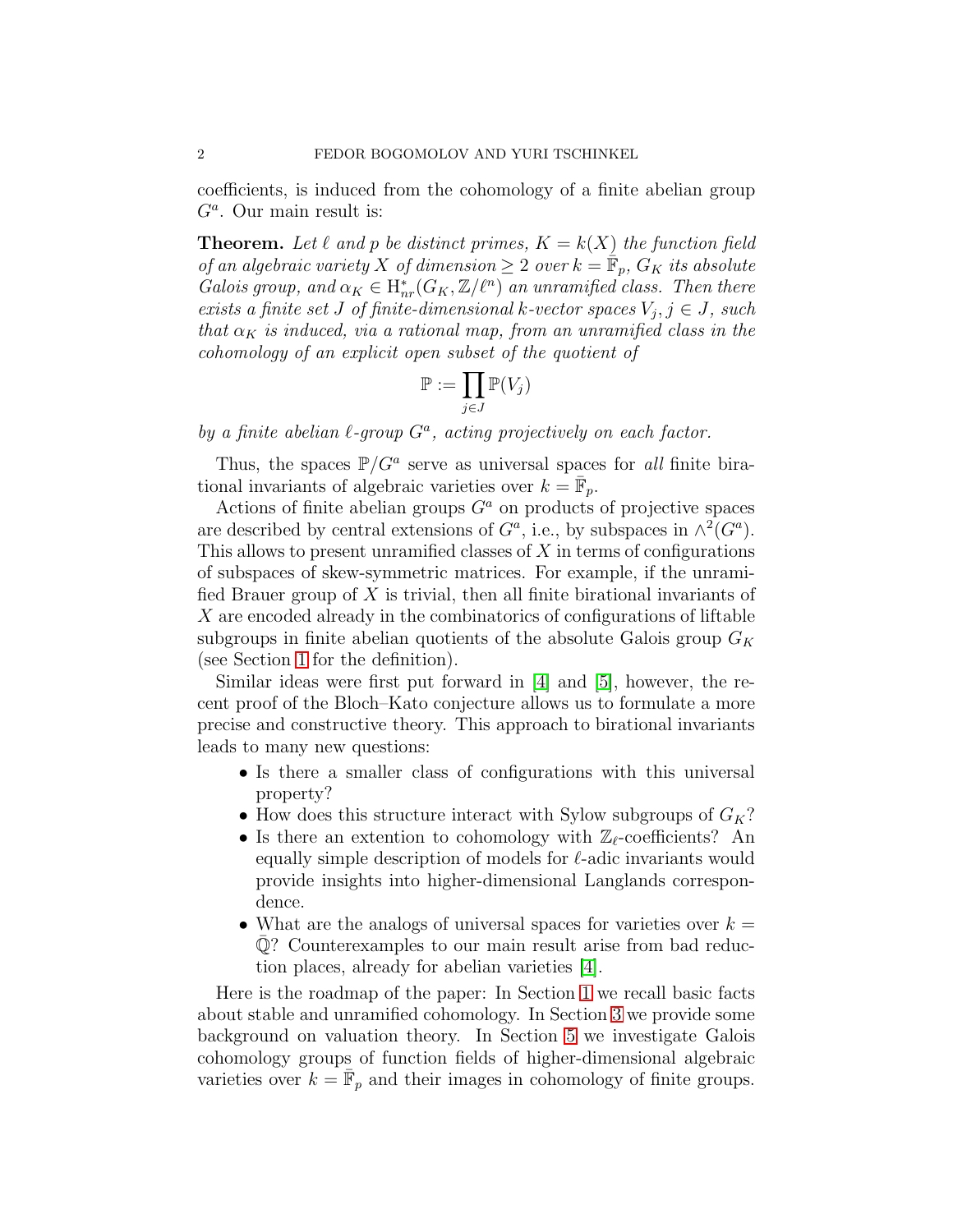coefficients, is induced from the cohomology of a finite abelian group $G^a$. Our main result is:

**Theorem.** *Let $\ell$ and $p$ be distinct primes, $K = k(X)$ the function field of an algebraic variety $X$ of dimension $\geq 2$ over $k = \bar{\mathbb{F}}_p$, $G_K$ its absolute Galois group, and $\alpha_K \in \mathrm{H}^*_{nr}(G_K, \mathbb{Z}/\ell^n)$ an unramified class. Then there exists a finite set $J$ of finite-dimensional $k$-vector spaces $V_j, j \in J$, such that $\alpha_K$ is induced, via a rational map, from an unramified class in the cohomology of an explicit open subset of the quotient of*

$$\mathbb{P} := \prod_{j \in J} \mathbb{P}(V_j)$$

*by a finite abelian $\ell$-group $G^a$, acting projectively on each factor.*

Thus, the spaces $\mathbb{P}/G^a$ serve as universal spaces for *all* finite birational invariants of algebraic varieties over $k = \bar{\mathbb{F}}_p$.

Actions of finite abelian groups $G^a$ on products of projective spaces are described by central extensions of $G^a$, i.e., by subspaces in $\wedge^2(G^a)$. This allows to present unramified classes of $X$ in terms of configurations of subspaces of skew-symmetric matrices. For example, if the unramified Brauer group of $X$ is trivial, then all finite birational invariants of $X$ are encoded already in the combinatorics of configurations of liftable subgroups in finite abelian quotients of the absolute Galois group $G_K$ (see Section 1 for the definition).

Similar ideas were first put forward in [4] and [5], however, the recent proof of the Bloch–Kato conjecture allows us to formulate a more precise and constructive theory. This approach to birational invariants leads to many new questions:

- Is there a smaller class of configurations with this universal property?
- How does this structure interact with Sylow subgroups of $G_K$?
- Is there an extention to cohomology with $\mathbb{Z}_\ell$-coefficients? An equally simple description of models for $\ell$-adic invariants would provide insights into higher-dimensional Langlands correspondence.
- What are the analogs of universal spaces for varieties over $k = \bar{\mathbb{Q}}$? Counterexamples to our main result arise from bad reduction places, already for abelian varieties [4].

Here is the roadmap of the paper: In Section 1 we recall basic facts about stable and unramified cohomology. In Section 3 we provide some background on valuation theory. In Section 5 we investigate Galois cohomology groups of function fields of higher-dimensional algebraic varieties over $k = \bar{\mathbb{F}}_p$ and their images in cohomology of finite groups.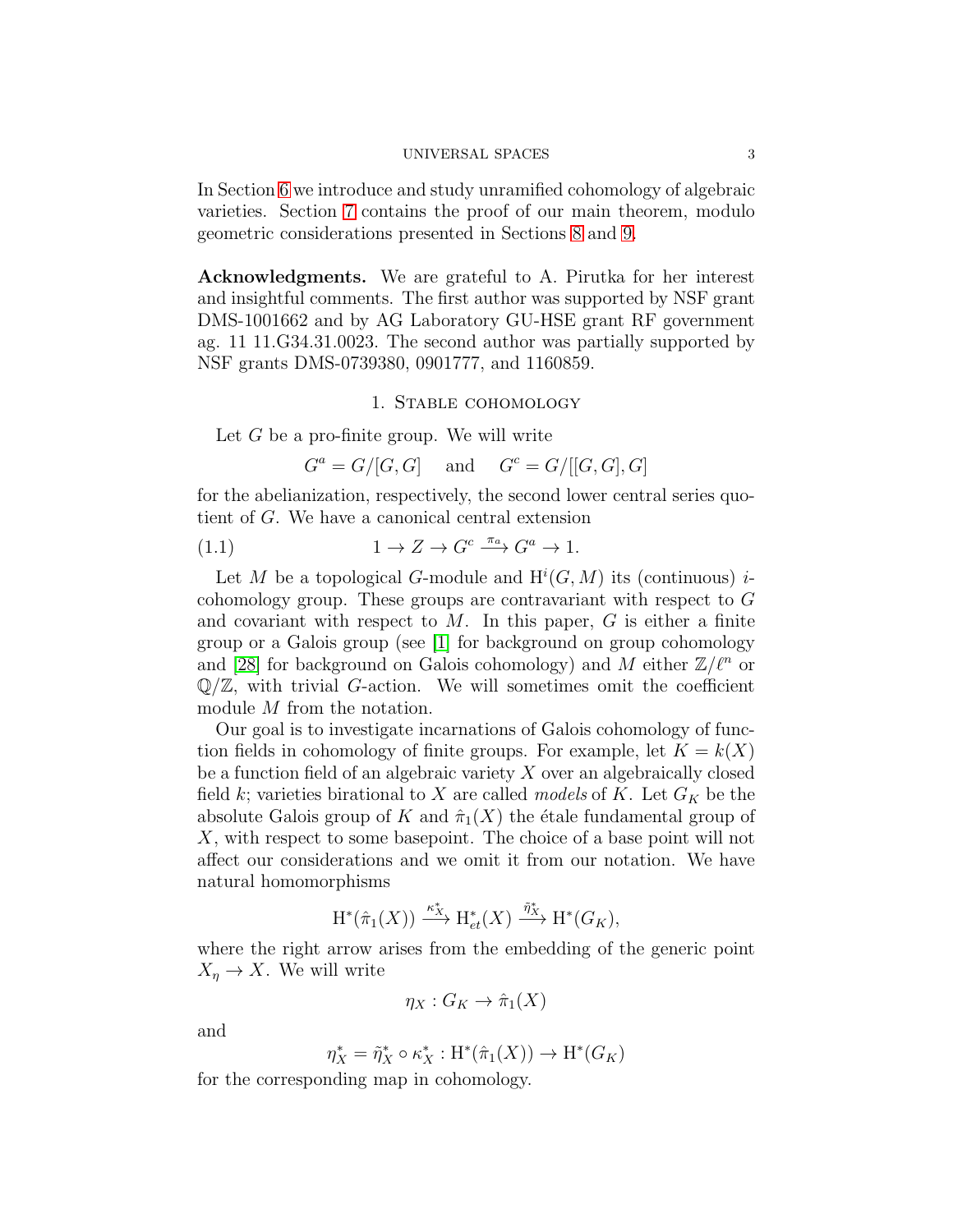In Section 6 we introduce and study unramified cohomology of algebraic varieties. Section 7 contains the proof of our main theorem, modulo geometric considerations presented in Sections 8 and 9.

**Acknowledgments.** We are grateful to A. Pirutka for her interest and insightful comments. The first author was supported by NSF grant DMS-1001662 and by AG Laboratory GU-HSE grant RF government ag. 11 11.G34.31.0023. The second author was partially supported by NSF grants DMS-0739380, 0901777, and 1160859.

## 1. Stable cohomology

Let $G$ be a pro-finite group. We will write

$$G^a = G/[G,G] \quad \text{and} \quad G^c = G/[[G,G],G]$$

for the abelianization, respectively, the second lower central series quotient of $G$. We have a canonical central extension

$$1 \to Z \to G^c \xrightarrow{\pi_a} G^a \to 1. \tag{1.1}$$

Let $M$ be a topological $G$-module and $\mathrm{H}^i(G,M)$ its (continuous) $i$-cohomology group. These groups are contravariant with respect to $G$ and covariant with respect to $M$. In this paper, $G$ is either a finite group or a Galois group (see [1] for background on group cohomology and [28] for background on Galois cohomology) and $M$ either $\mathbb{Z}/\ell^n$ or $\mathbb{Q}/\mathbb{Z}$, with trivial $G$-action. We will sometimes omit the coefficient module $M$ from the notation.

Our goal is to investigate incarnations of Galois cohomology of function fields in cohomology of finite groups. For example, let $K = k(X)$ be a function field of an algebraic variety $X$ over an algebraically closed field $k$; varieties birational to $X$ are called *models* of $K$. Let $G_K$ be the absolute Galois group of $K$ and $\hat{\pi}_1(X)$ the étale fundamental group of $X$, with respect to some basepoint. The choice of a base point will not affect our considerations and we omit it from our notation. We have natural homomorphisms

$$\mathrm{H}^*(\hat{\pi}_1(X)) \xrightarrow{\kappa_X^*} \mathrm{H}^*_{et}(X) \xrightarrow{\tilde{\eta}_X^*} \mathrm{H}^*(G_K),$$

where the right arrow arises from the embedding of the generic point $X_\eta \to X$. We will write

$$\eta_X : G_K \to \hat{\pi}_1(X)$$

and

$$\eta_X^* = \tilde{\eta}_X^* \circ \kappa_X^* : \mathrm{H}^*(\hat{\pi}_1(X)) \to \mathrm{H}^*(G_K)$$

for the corresponding map in cohomology.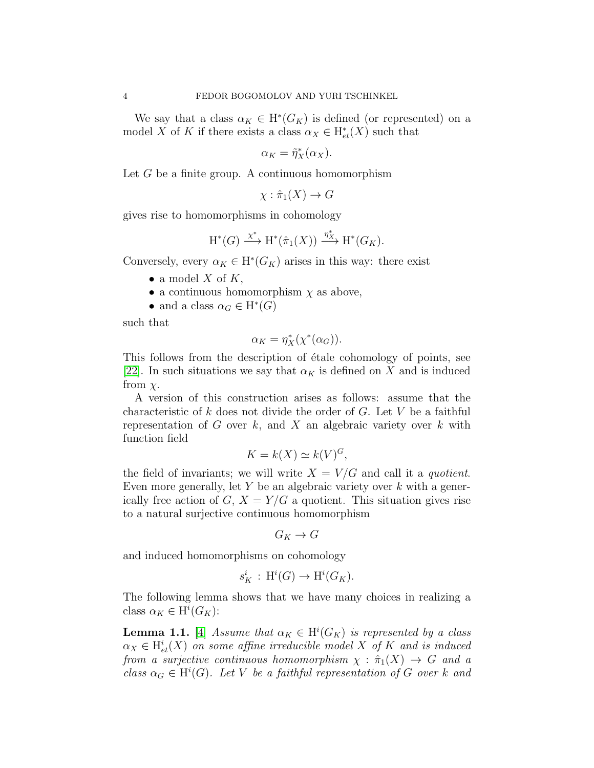We say that a class $\alpha_K \in \mathrm{H}^*(G_K)$ is defined (or represented) on a model $X$ of $K$ if there exists a class $\alpha_X \in \mathrm{H}^*_{et}(X)$ such that

$$\alpha_K = \tilde{\eta}_X^*(\alpha_X).$$

Let $G$ be a finite group. A continuous homomorphism

$$\chi : \hat{\pi}_1(X) \to G$$

gives rise to homomorphisms in cohomology

$$\mathrm{H}^*(G) \xrightarrow{\chi^*} \mathrm{H}^*(\hat{\pi}_1(X)) \xrightarrow{\eta_X^*} \mathrm{H}^*(G_K).$$

Conversely, every $\alpha_K \in \mathrm{H}^*(G_K)$ arises in this way: there exist

- a model $X$ of $K$,
- a continuous homomorphism $\chi$ as above,
- and a class $\alpha_G \in \mathrm{H}^*(G)$

such that

$$\alpha_K = \eta_X^*(\chi^*(\alpha_G)).$$

This follows from the description of étale cohomology of points, see [22]. In such situations we say that $\alpha_K$ is defined on $X$ and is induced from $\chi$.

A version of this construction arises as follows: assume that the characteristic of $k$ does not divide the order of $G$. Let $V$ be a faithful representation of $G$ over $k$, and $X$ an algebraic variety over $k$ with function field

$$K = k(X) \simeq k(V)^G,$$

the field of invariants; we will write $X = V/G$ and call it a *quotient*. Even more generally, let $Y$ be an algebraic variety over $k$ with a generically free action of $G$, $X = Y/G$ a quotient. This situation gives rise to a natural surjective continuous homomorphism

$$G_K \to G$$

and induced homomorphisms on cohomology

$$s_K^i \,:\, \mathrm{H}^i(G) \to \mathrm{H}^i(G_K).$$

The following lemma shows that we have many choices in realizing a class $\alpha_K \in \mathrm{H}^i(G_K)$:

**Lemma 1.1.** [4] *Assume that $\alpha_K \in \mathrm{H}^i(G_K)$ is represented by a class $\alpha_X \in \mathrm{H}^i_{et}(X)$ on some affine irreducible model $X$ of $K$ and is induced from a surjective continuous homomorphism $\chi : \hat{\pi}_1(X) \to G$ and a class $\alpha_G \in \mathrm{H}^i(G)$. Let $V$ be a faithful representation of $G$ over $k$ and*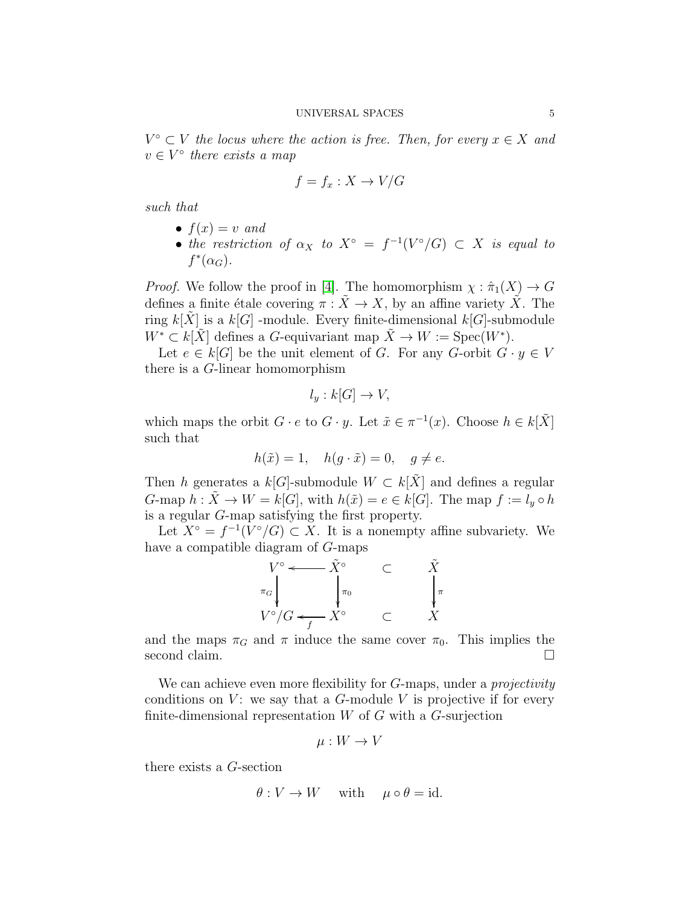*$V^\circ \subset V$ the locus where the action is free. Then, for every $x \in X$ and $v \in V^\circ$ there exists a map*

$$f = f_x : X \to V/G$$

*such that*

- *$f(x) = v$ and*
- *the restriction of $\alpha_X$ to $X^\circ = f^{-1}(V^\circ/G) \subset X$ is equal to $f^*(\alpha_G)$.*

*Proof.* We follow the proof in [4]. The homomorphism $\chi : \hat{\pi}_1(X) \to G$ defines a finite étale covering $\pi : \tilde{X} \to X$, by an affine variety $\tilde{X}$. The ring $k[\tilde{X}]$ is a $k[G]$ -module. Every finite-dimensional $k[G]$-submodule $W^* \subset k[\tilde{X}]$ defines a $G$-equivariant map $\tilde{X} \to W := \mathrm{Spec}(W^*)$.

Let $e \in k[G]$ be the unit element of $G$. For any $G$-orbit $G \cdot y \in V$ there is a $G$-linear homomorphism

$$l_y : k[G] \to V,$$

which maps the orbit $G \cdot e$ to $G \cdot y$. Let $\tilde{x} \in \pi^{-1}(x)$. Choose $h \in k[\tilde{X}]$ such that

$$h(\tilde{x}) = 1, \quad h(g \cdot \tilde{x}) = 0, \quad g \neq e.$$

Then $h$ generates a $k[G]$-submodule $W \subset k[\tilde{X}]$ and defines a regular $G$-map $h : \tilde{X} \to W = k[G]$, with $h(\tilde{x}) = e \in k[G]$. The map $f := l_y \circ h$ is a regular $G$-map satisfying the first property.

Let $X^\circ = f^{-1}(V^\circ/G) \subset X$. It is a nonempty affine subvariety. We have a compatible diagram of $G$-maps

$$\begin{array}{ccccc}
V^\circ & \longleftarrow & \tilde{X}^\circ & \subset & \tilde{X} \\
\Big\downarrow{\scriptstyle \pi_G} & & \Big\downarrow{\scriptstyle \pi_0} & & \Big\downarrow{\scriptstyle \pi} \\
V^\circ/G & \underset{f}{\longleftarrow} & X^\circ & \subset & X
\end{array}$$

and the maps $\pi_G$ and $\pi$ induce the same cover $\pi_0$. This implies the second claim. $\square$

We can achieve even more flexibility for $G$-maps, under a *projectivity* conditions on $V$: we say that a $G$-module $V$ is projective if for every finite-dimensional representation $W$ of $G$ with a $G$-surjection

$$\mu : W \to V$$

there exists a $G$-section

$$\theta : V \to W \quad \text{ with } \quad \mu \circ \theta = \mathrm{id}.$$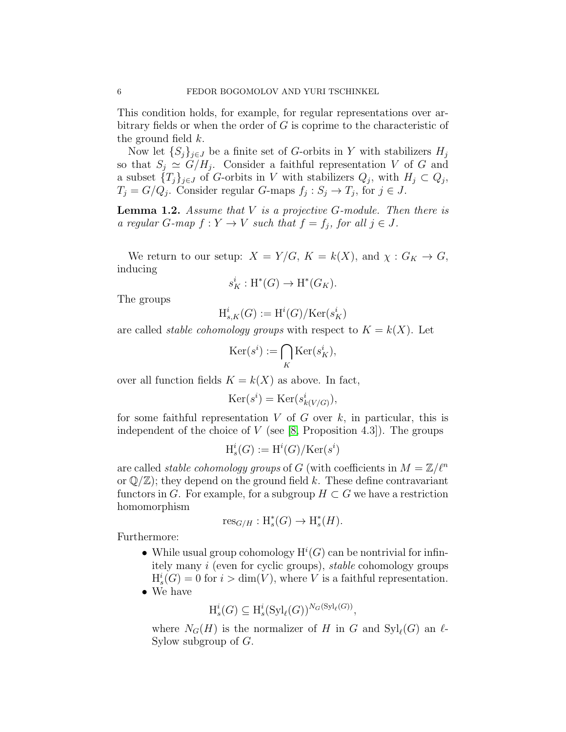This condition holds, for example, for regular representations over arbitrary fields or when the order of $G$ is coprime to the characteristic of the ground field $k$.

Now let $\{S_j\}_{j\in J}$ be a finite set of $G$-orbits in $Y$ with stabilizers $H_j$ so that $S_j \simeq G/H_j$. Consider a faithful representation $V$ of $G$ and a subset $\{T_j\}_{j\in J}$ of $G$-orbits in $V$ with stabilizers $Q_j$, with $H_j \subset Q_j$, $T_j = G/Q_j$. Consider regular $G$-maps $f_j : S_j \to T_j$, for $j \in J$.

**Lemma 1.2.** *Assume that $V$ is a projective $G$-module. Then there is a regular $G$-map $f : Y \to V$ such that $f = f_j$, for all $j \in J$.*

We return to our setup: $X = Y/G$, $K = k(X)$, and $\chi : G_K \to G$, inducing

$$s^i_K : \mathrm{H}^*(G) \to \mathrm{H}^*(G_K).$$

The groups

$$\mathrm{H}^i_{s,K}(G) := \mathrm{H}^i(G)/\mathrm{Ker}(s^i_K)$$

are called *stable cohomology groups* with respect to $K = k(X)$. Let

$$\mathrm{Ker}(s^i) := \bigcap_K \mathrm{Ker}(s^i_K),$$

over all function fields $K = k(X)$ as above. In fact,

$$\mathrm{Ker}(s^i) = \mathrm{Ker}(s^i_{k(V/G)}),$$

for some faithful representation $V$ of $G$ over $k$, in particular, this is independent of the choice of $V$ (see [8, Proposition 4.3]). The groups

$$\mathrm{H}^i_s(G) := \mathrm{H}^i(G)/\mathrm{Ker}(s^i)$$

are called *stable cohomology groups* of $G$ (with coefficients in $M = \mathbb{Z}/\ell^n$ or $\mathbb{Q}/\mathbb{Z}$); they depend on the ground field $k$. These define contravariant functors in $G$. For example, for a subgroup $H \subset G$ we have a restriction homomorphism

$$\mathrm{res}_{G/H} : \mathrm{H}^*_s(G) \to \mathrm{H}^*_s(H).$$

Furthermore:

- While usual group cohomology $\mathrm{H}^i(G)$ can be nontrivial for infinitely many $i$ (even for cyclic groups), *stable* cohomology groups $\mathrm{H}^i_s(G) = 0$ for $i > \dim(V)$, where $V$ is a faithful representation.
- We have

$$\mathrm{H}^i_s(G) \subseteq \mathrm{H}^i_s(\mathrm{Syl}_\ell(G))^{N_G(\mathrm{Syl}_\ell(G))},$$

  where $N_G(H)$ is the normalizer of $H$ in $G$ and $\mathrm{Syl}_\ell(G)$ an $\ell$-Sylow subgroup of $G$.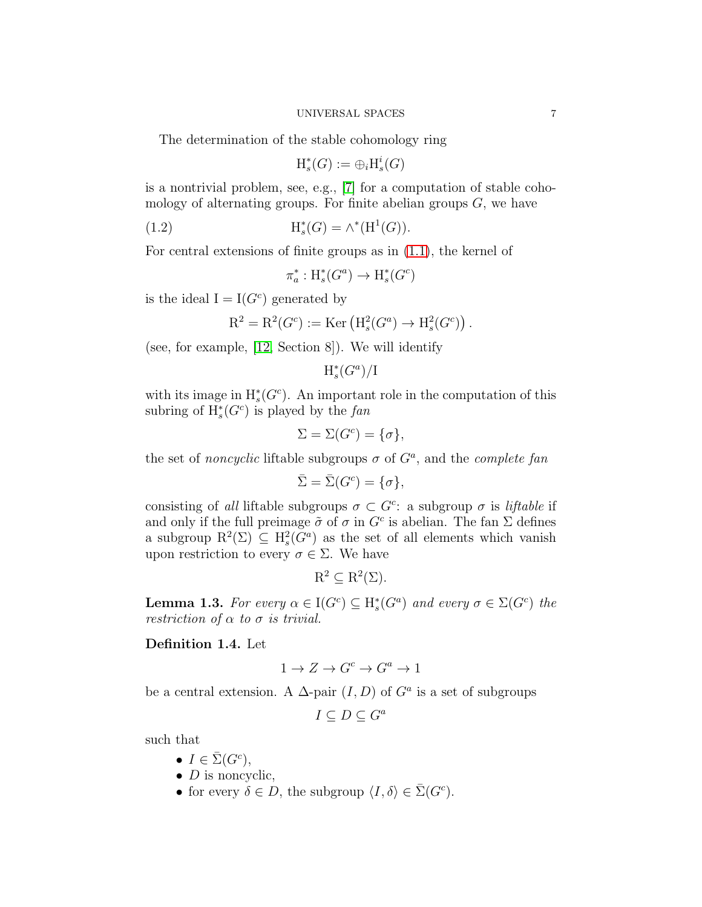The determination of the stable cohomology ring

$$\mathrm{H}_s^*(G) := \oplus_i \mathrm{H}_s^i(G)$$

is a nontrivial problem, see, e.g., [7] for a computation of stable cohomology of alternating groups. For finite abelian groups $G$, we have

$$\mathrm{H}_s^*(G) = \wedge^*(\mathrm{H}^1(G)). \tag{1.2}$$

For central extensions of finite groups as in (1.1), the kernel of

$$\pi_a^* : \mathrm{H}_s^*(G^a) \to \mathrm{H}_s^*(G^c)$$

is the ideal $\mathrm{I} = \mathrm{I}(G^c)$ generated by

$$\mathrm{R}^2 = \mathrm{R}^2(G^c) := \mathrm{Ker}\left(\mathrm{H}_s^2(G^a) \to \mathrm{H}_s^2(G^c)\right).$$

(see, for example, [12, Section 8]). We will identify

$$\mathrm{H}_s^*(G^a)/\mathrm{I}$$

with its image in $\mathrm{H}_s^*(G^c)$. An important role in the computation of this subring of $\mathrm{H}_s^*(G^c)$ is played by the *fan*

$$\Sigma = \Sigma(G^c) = \{\sigma\},$$

the set of *noncyclic* liftable subgroups $\sigma$ of $G^a$, and the *complete fan*

$$\bar{\Sigma} = \bar{\Sigma}(G^c) = \{\sigma\},$$

consisting of *all* liftable subgroups $\sigma \subset G^c$: a subgroup $\sigma$ is *liftable* if and only if the full preimage $\tilde{\sigma}$ of $\sigma$ in $G^c$ is abelian. The fan $\Sigma$ defines a subgroup $\mathrm{R}^2(\Sigma) \subseteq \mathrm{H}_s^2(G^a)$ as the set of all elements which vanish upon restriction to every $\sigma \in \Sigma$. We have

$$\mathrm{R}^2 \subseteq \mathrm{R}^2(\Sigma).$$

**Lemma 1.3.** *For every $\alpha \in \mathrm{I}(G^c) \subseteq \mathrm{H}_s^*(G^a)$ and every $\sigma \in \Sigma(G^c)$ the restriction of $\alpha$ to $\sigma$ is trivial.*

**Definition 1.4.** Let

$$1 \to Z \to G^c \to G^a \to 1$$

be a central extension. A $\Delta$-pair $(I, D)$ of $G^a$ is a set of subgroups

$$I \subseteq D \subseteq G^a$$

such that

- $I \in \bar{\Sigma}(G^c)$,
- $D$ is noncyclic,
- for every $\delta \in D$, the subgroup $\langle I, \delta \rangle \in \bar{\Sigma}(G^c)$.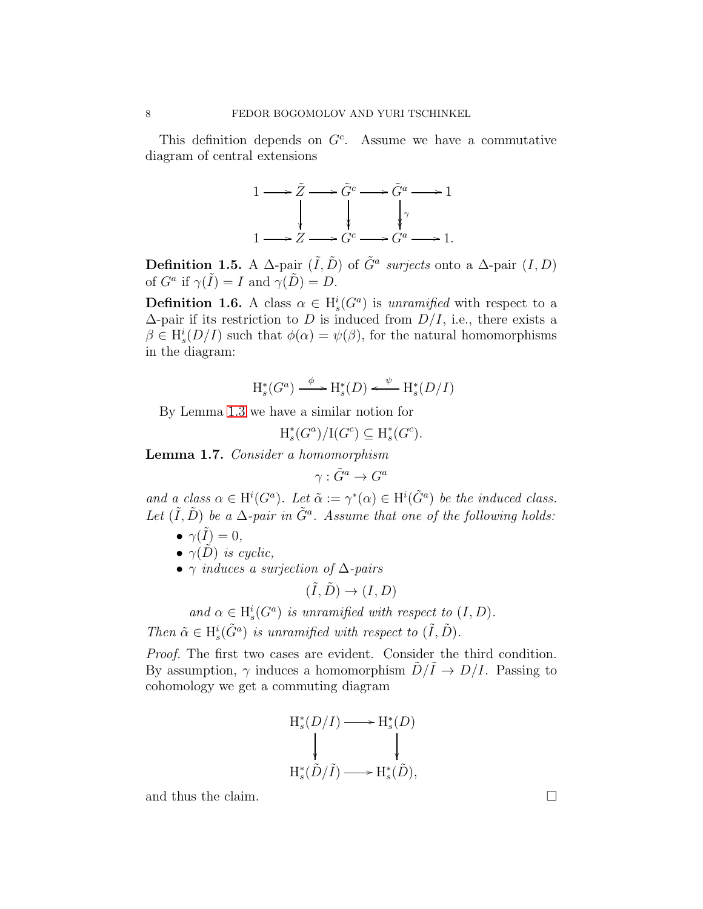This definition depends on $G^c$. Assume we have a commutative diagram of central extensions

$$
\begin{array}{ccccccccc}
1 & \longrightarrow & \tilde{Z} & \longrightarrow & \tilde{G}^c & \longrightarrow & \tilde{G}^a & \longrightarrow & 1 \\
 & & \downarrow & & \downarrow & & \downarrow \gamma & & \\
1 & \longrightarrow & Z & \longrightarrow & G^c & \longrightarrow & G^a & \longrightarrow & 1.
\end{array}
$$

**Definition 1.5.** A $\Delta$-pair $(\tilde{I}, \tilde{D})$ of $\tilde{G}^a$ *surjects* onto a $\Delta$-pair $(I, D)$ of $G^a$ if $\gamma(\tilde{I}) = I$ and $\gamma(\tilde{D}) = D$.

**Definition 1.6.** A class $\alpha \in \mathrm{H}^i_s(G^a)$ is *unramified* with respect to a $\Delta$-pair if its restriction to $D$ is induced from $D/I$, i.e., there exists a $\beta \in \mathrm{H}^i_s(D/I)$ such that $\phi(\alpha) = \psi(\beta)$, for the natural homomorphisms in the diagram:

$$
\mathrm{H}^*_s(G^a) \xrightarrow{\ \phi\ } \mathrm{H}^*_s(D) \xleftarrow{\ \psi\ } \mathrm{H}^*_s(D/I)
$$

By Lemma 1.3 we have a similar notion for

$$
\mathrm{H}^*_s(G^a)/\mathrm{I}(G^c) \subseteq \mathrm{H}^*_s(G^c).
$$

**Lemma 1.7.** *Consider a homomorphism*

$$
\gamma : \tilde{G}^a \to G^a
$$

*and a class $\alpha \in \mathrm{H}^i(G^a)$. Let $\tilde{\alpha} := \gamma^*(\alpha) \in \mathrm{H}^i(\tilde{G}^a)$ be the induced class. Let $(\tilde{I}, \tilde{D})$ be a $\Delta$-pair in $\tilde{G}^a$. Assume that one of the following holds:*

- $\gamma(\tilde{I}) = 0$,
- $\gamma(\tilde{D})$ *is cyclic,*
- $\gamma$ *induces a surjection of $\Delta$-pairs*
$$
(\tilde{I}, \tilde{D}) \to (I, D)
$$
*and $\alpha \in \mathrm{H}^i_s(G^a)$ is unramified with respect to $(I, D)$.*

*Then $\tilde{\alpha} \in \mathrm{H}^i_s(\tilde{G}^a)$ is unramified with respect to $(\tilde{I}, \tilde{D})$.*

*Proof.* The first two cases are evident. Consider the third condition. By assumption, $\gamma$ induces a homomorphism $\tilde{D}/\tilde{I} \to D/I$. Passing to cohomology we get a commuting diagram

$$
\begin{array}{ccc}
\mathrm{H}^*_s(D/I) & \longrightarrow & \mathrm{H}^*_s(D) \\
\downarrow & & \downarrow \\
\mathrm{H}^*_s(\tilde{D}/\tilde{I}) & \longrightarrow & \mathrm{H}^*_s(\tilde{D}),
\end{array}
$$

and thus the claim. $\square$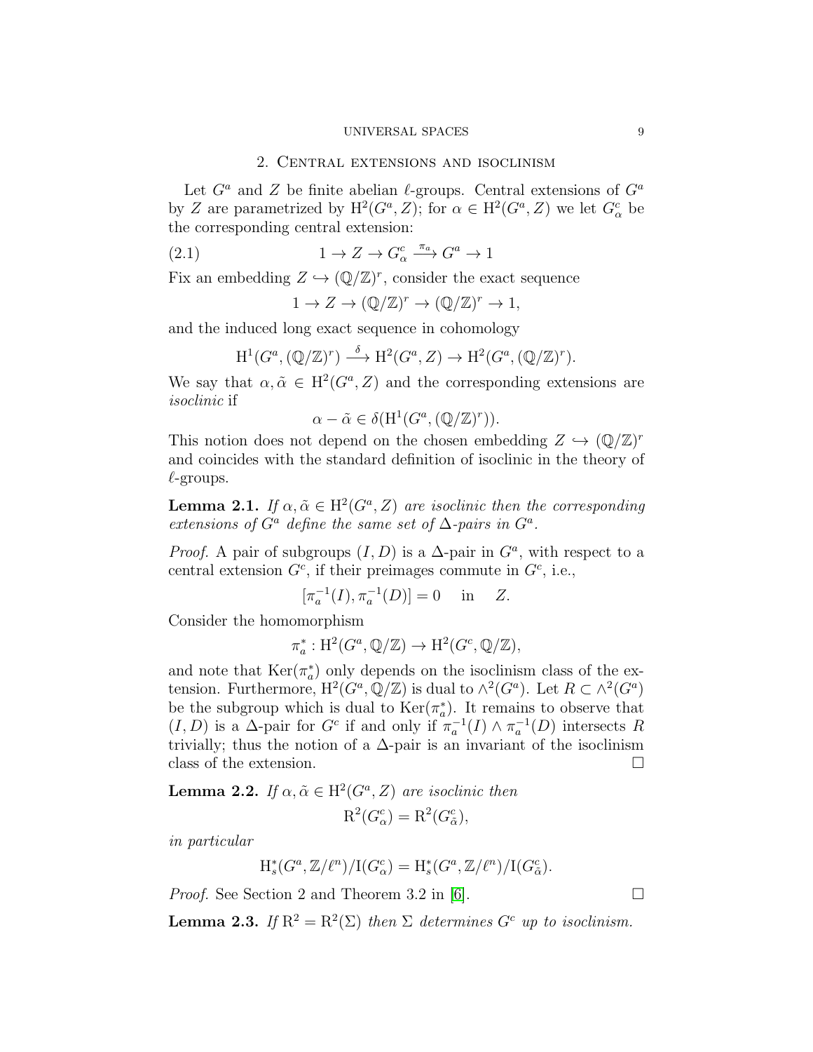## 2. Central extensions and isoclinism

Let $G^a$ and $Z$ be finite abelian $\ell$-groups. Central extensions of $G^a$ by $Z$ are parametrized by $\mathrm{H}^2(G^a, Z)$; for $\alpha \in \mathrm{H}^2(G^a, Z)$ we let $G^c_\alpha$ be the corresponding central extension:

$$1 \to Z \to G^c_\alpha \xrightarrow{\pi_a} G^a \to 1 \tag{2.1}$$

Fix an embedding $Z \hookrightarrow (\mathbb{Q}/\mathbb{Z})^r$, consider the exact sequence

$$1 \to Z \to (\mathbb{Q}/\mathbb{Z})^r \to (\mathbb{Q}/\mathbb{Z})^r \to 1,$$

and the induced long exact sequence in cohomology

$$\mathrm{H}^1(G^a, (\mathbb{Q}/\mathbb{Z})^r) \xrightarrow{\delta} \mathrm{H}^2(G^a, Z) \to \mathrm{H}^2(G^a, (\mathbb{Q}/\mathbb{Z})^r).$$

We say that $\alpha, \tilde{\alpha} \in \mathrm{H}^2(G^a, Z)$ and the corresponding extensions are *isoclinic* if

$$\alpha - \tilde{\alpha} \in \delta(\mathrm{H}^1(G^a, (\mathbb{Q}/\mathbb{Z})^r)).$$

This notion does not depend on the chosen embedding $Z \hookrightarrow (\mathbb{Q}/\mathbb{Z})^r$ and coincides with the standard definition of isoclinic in the theory of $\ell$-groups.

**Lemma 2.1.** *If $\alpha, \tilde{\alpha} \in \mathrm{H}^2(G^a, Z)$ are isoclinic then the corresponding extensions of $G^a$ define the same set of $\Delta$-pairs in $G^a$.*

*Proof.* A pair of subgroups $(I, D)$ is a $\Delta$-pair in $G^a$, with respect to a central extension $G^c$, if their preimages commute in $G^c$, i.e.,

$$[\pi_a^{-1}(I), \pi_a^{-1}(D)] = 0 \quad \text{in} \quad Z.$$

Consider the homomorphism

$$\pi_a^* : \mathrm{H}^2(G^a, \mathbb{Q}/\mathbb{Z}) \to \mathrm{H}^2(G^c, \mathbb{Q}/\mathbb{Z}),$$

and note that $\mathrm{Ker}(\pi_a^*)$ only depends on the isoclinism class of the extension. Furthermore, $\mathrm{H}^2(G^a, \mathbb{Q}/\mathbb{Z})$ is dual to $\wedge^2(G^a)$. Let $R \subset \wedge^2(G^a)$ be the subgroup which is dual to $\mathrm{Ker}(\pi_a^*)$. It remains to observe that $(I, D)$ is a $\Delta$-pair for $G^c$ if and only if $\pi_a^{-1}(I) \wedge \pi_a^{-1}(D)$ intersects $R$ trivially; thus the notion of a $\Delta$-pair is an invariant of the isoclinism class of the extension. □

**Lemma 2.2.** *If $\alpha, \tilde{\alpha} \in \mathrm{H}^2(G^a, Z)$ are isoclinic then*

$$\mathrm{R}^2(G^c_\alpha) = \mathrm{R}^2(G^c_{\tilde{\alpha}}),$$

*in particular*

$$\mathrm{H}^*_s(G^a, \mathbb{Z}/\ell^n)/\mathrm{I}(G^c_\alpha) = \mathrm{H}^*_s(G^a, \mathbb{Z}/\ell^n)/\mathrm{I}(G^c_{\tilde{\alpha}}).$$

*Proof.* See Section 2 and Theorem 3.2 in [6]. □

**Lemma 2.3.** *If $\mathrm{R}^2 = \mathrm{R}^2(\Sigma)$ then $\Sigma$ determines $G^c$ up to isoclinism.*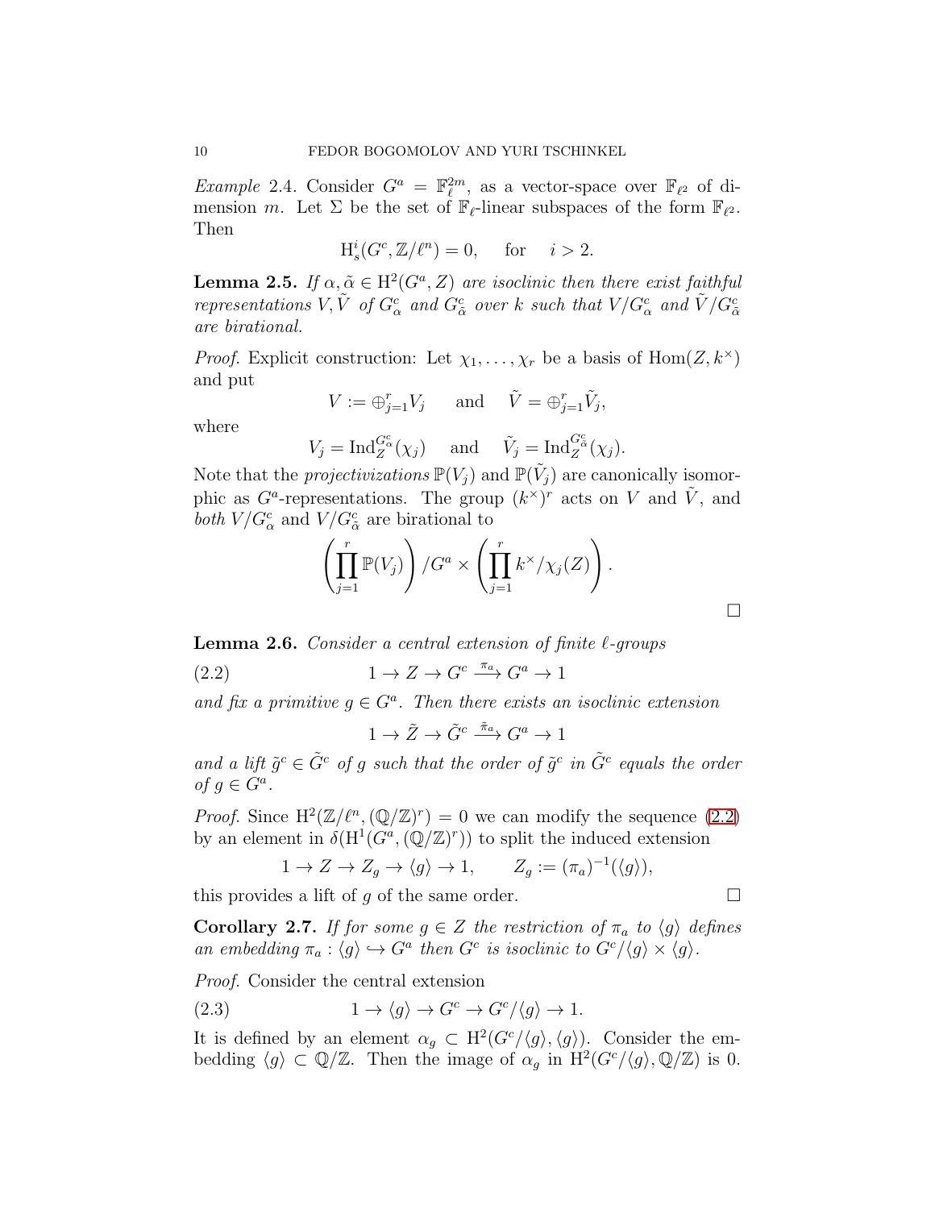*Example* 2.4. Consider $G^a = \mathbb{F}_\ell^{2m}$, as a vector-space over $\mathbb{F}_{\ell^2}$ of dimension $m$. Let $\Sigma$ be the set of $\mathbb{F}_\ell$-linear subspaces of the form $\mathbb{F}_{\ell^2}$. Then

$$\mathrm{H}^i_s(G^c, \mathbb{Z}/\ell^n) = 0, \quad \text{for} \quad i > 2.$$

**Lemma 2.5.** *If $\alpha, \tilde{\alpha} \in \mathrm{H}^2(G^a, Z)$ are isoclinic then there exist faithful representations $V, \tilde{V}$ of $G^c_\alpha$ and $G^c_{\tilde{\alpha}}$ over $k$ such that $V/G^c_\alpha$ and $\tilde{V}/G^c_{\tilde{\alpha}}$ are birational.*

*Proof.* Explicit construction: Let $\chi_1, \ldots, \chi_r$ be a basis of $\mathrm{Hom}(Z, k^\times)$ and put

$$V := \oplus_{j=1}^r V_j \quad \text{ and } \quad \tilde{V} = \oplus_{j=1}^r \tilde{V}_j,$$

where

$$V_j = \mathrm{Ind}_Z^{G^c_\alpha}(\chi_j) \quad \text{ and } \quad \tilde{V}_j = \mathrm{Ind}_Z^{G^c_{\tilde{\alpha}}}(\chi_j).$$

Note that the *projectivizations* $\mathbb{P}(V_j)$ and $\mathbb{P}(\tilde{V}_j)$ are canonically isomorphic as $G^a$-representations. The group $(k^\times)^r$ acts on $V$ and $\tilde{V}$, and *both* $V/G^c_\alpha$ and $V/G^c_{\tilde{\alpha}}$ are birational to

$$\left(\prod_{j=1}^r \mathbb{P}(V_j)\right)/G^a \times \left(\prod_{j=1}^r k^\times/\chi_j(Z)\right).$$

□

**Lemma 2.6.** *Consider a central extension of finite $\ell$-groups*

$$1 \to Z \to G^c \xrightarrow{\pi_a} G^a \to 1 \tag{2.2}$$

*and fix a primitive $g \in G^a$. Then there exists an isoclinic extension*

$$1 \to \tilde{Z} \to \tilde{G}^c \xrightarrow{\tilde{\pi}_a} G^a \to 1$$

*and a lift $\tilde{g}^c \in \tilde{G}^c$ of $g$ such that the order of $\tilde{g}^c$ in $\tilde{G}^c$ equals the order of $g \in G^a$.*

*Proof.* Since $\mathrm{H}^2(\mathbb{Z}/\ell^n, (\mathbb{Q}/\mathbb{Z})^r) = 0$ we can modify the sequence (2.2) by an element in $\delta(\mathrm{H}^1(G^a, (\mathbb{Q}/\mathbb{Z})^r))$ to split the induced extension

$$1 \to Z \to Z_g \to \langle g \rangle \to 1, \qquad Z_g := (\pi_a)^{-1}(\langle g \rangle),$$

this provides a lift of $g$ of the same order. □

**Corollary 2.7.** *If for some $g \in Z$ the restriction of $\pi_a$ to $\langle g \rangle$ defines an embedding $\pi_a : \langle g \rangle \hookrightarrow G^a$ then $G^c$ is isoclinic to $G^c/\langle g \rangle \times \langle g \rangle$.*

*Proof.* Consider the central extension

$$1 \to \langle g \rangle \to G^c \to G^c/\langle g \rangle \to 1. \tag{2.3}$$

It is defined by an element $\alpha_g \subset \mathrm{H}^2(G^c/\langle g \rangle, \langle g \rangle)$. Consider the embedding $\langle g \rangle \subset \mathbb{Q}/\mathbb{Z}$. Then the image of $\alpha_g$ in $\mathrm{H}^2(G^c/\langle g \rangle, \mathbb{Q}/\mathbb{Z})$ is 0.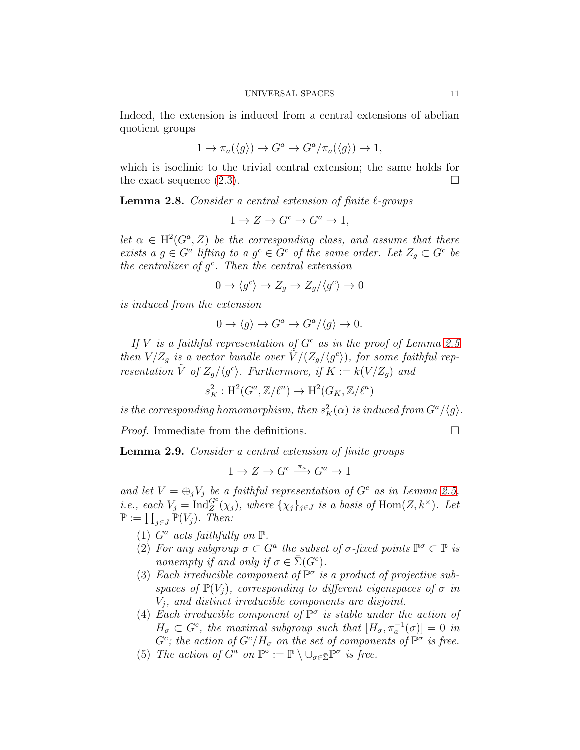Indeed, the extension is induced from a central extensions of abelian quotient groups

$$1 \to \pi_a(\langle g \rangle) \to G^a \to G^a/\pi_a(\langle g \rangle) \to 1,$$

which is isoclinic to the trivial central extension; the same holds for the exact sequence (2.3). $\square$

**Lemma 2.8.** *Consider a central extension of finite $\ell$-groups*

$$1 \to Z \to G^c \to G^a \to 1,$$

*let $\alpha \in \mathrm{H}^2(G^a, Z)$ be the corresponding class, and assume that there exists a $g \in G^a$ lifting to a $g^c \in G^c$ of the same order. Let $Z_g \subset G^c$ be the centralizer of $g^c$. Then the central extension*

$$0 \to \langle g^c \rangle \to Z_g \to Z_g/\langle g^c \rangle \to 0$$

*is induced from the extension*

$$0 \to \langle g \rangle \to G^a \to G^a/\langle g \rangle \to 0.$$

*If $V$ is a faithful representation of $G^c$ as in the proof of Lemma 2.5 then $V/Z_g$ is a vector bundle over $\tilde{V}/(Z_g/\langle g^c \rangle)$, for some faithful representation $\tilde{V}$ of $Z_g/\langle g^c \rangle$. Furthermore, if $K := k(V/Z_g)$ and*

$$s^2_K : \mathrm{H}^2(G^a, \mathbb{Z}/\ell^n) \to \mathrm{H}^2(G_K, \mathbb{Z}/\ell^n)$$

*is the corresponding homomorphism, then $s^2_K(\alpha)$ is induced from $G^a/\langle g \rangle$.*

*Proof.* Immediate from the definitions. $\square$

**Lemma 2.9.** *Consider a central extension of finite groups*

$$1 \to Z \to G^c \xrightarrow{\pi_a} G^a \to 1$$

*and let $V = \oplus_j V_j$ be a faithful representation of $G^c$ as in Lemma 2.5, i.e., each $V_j = \mathrm{Ind}_Z^{G^c}(\chi_j)$, where $\{\chi_j\}_{j \in J}$ is a basis of $\mathrm{Hom}(Z, k^\times)$. Let $\mathbb{P} := \prod_{j \in J} \mathbb{P}(V_j)$. Then:*

1. *$G^a$ acts faithfully on $\mathbb{P}$.*
2. *For any subgroup $\sigma \subset G^a$ the subset of $\sigma$-fixed points $\mathbb{P}^\sigma \subset \mathbb{P}$ is nonempty if and only if $\sigma \in \bar{\Sigma}(G^c)$.*
3. *Each irreducible component of $\mathbb{P}^\sigma$ is a product of projective subspaces of $\mathbb{P}(V_j)$, corresponding to different eigenspaces of $\sigma$ in $V_j$, and distinct irreducible components are disjoint.*
4. *Each irreducible component of $\mathbb{P}^\sigma$ is stable under the action of $H_\sigma \subset G^c$, the maximal subgroup such that $[H_\sigma, \pi_a^{-1}(\sigma)] = 0$ in $G^c$; the action of $G^c/H_\sigma$ on the set of components of $\mathbb{P}^\sigma$ is free.*
5. *The action of $G^a$ on $\mathbb{P}^\circ := \mathbb{P} \setminus \cup_{\sigma \in \bar{\Sigma}} \mathbb{P}^\sigma$ is free.*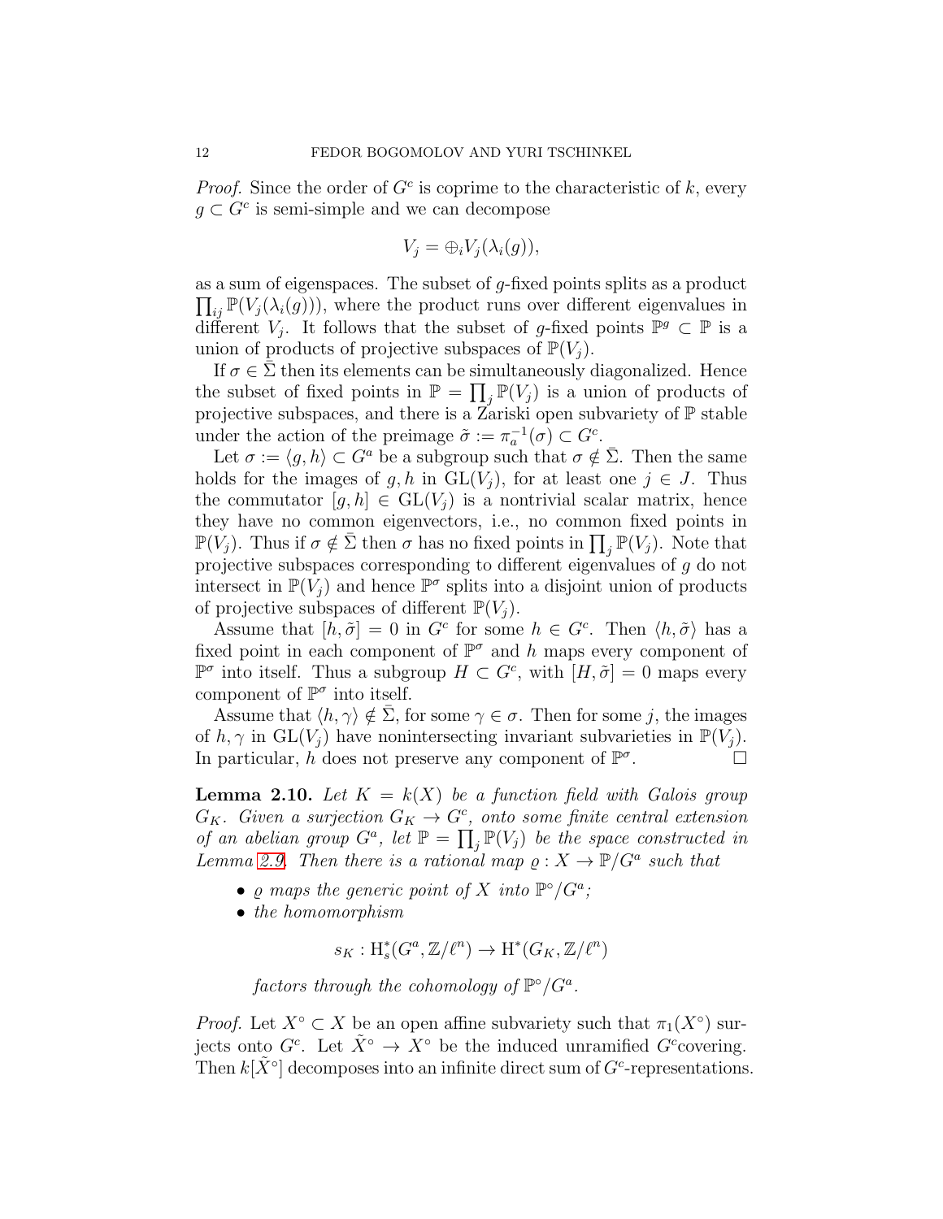*Proof.* Since the order of $G^c$ is coprime to the characteristic of $k$, every $g \subset G^c$ is semi-simple and we can decompose

$$V_j = \oplus_i V_j(\lambda_i(g)),$$

as a sum of eigenspaces. The subset of $g$-fixed points splits as a product $\prod_{ij} \mathbb{P}(V_j(\lambda_i(g)))$, where the product runs over different eigenvalues in different $V_j$. It follows that the subset of $g$-fixed points $\mathbb{P}^g \subset \mathbb{P}$ is a union of products of projective subspaces of $\mathbb{P}(V_j)$.

If $\sigma \in \bar{\Sigma}$ then its elements can be simultaneously diagonalized. Hence the subset of fixed points in $\mathbb{P} = \prod_j \mathbb{P}(V_j)$ is a union of products of projective subspaces, and there is a Zariski open subvariety of $\mathbb{P}$ stable under the action of the preimage $\tilde{\sigma} := \pi_a^{-1}(\sigma) \subset G^c$.

Let $\sigma := \langle g, h \rangle \subset G^a$ be a subgroup such that $\sigma \notin \bar{\Sigma}$. Then the same holds for the images of $g, h$ in $\mathrm{GL}(V_j)$, for at least one $j \in J$. Thus the commutator $[g, h] \in \mathrm{GL}(V_j)$ is a nontrivial scalar matrix, hence they have no common eigenvectors, i.e., no common fixed points in $\mathbb{P}(V_j)$. Thus if $\sigma \notin \bar{\Sigma}$ then $\sigma$ has no fixed points in $\prod_j \mathbb{P}(V_j)$. Note that projective subspaces corresponding to different eigenvalues of $g$ do not intersect in $\mathbb{P}(V_j)$ and hence $\mathbb{P}^\sigma$ splits into a disjoint union of products of projective subspaces of different $\mathbb{P}(V_j)$.

Assume that $[h, \tilde{\sigma}] = 0$ in $G^c$ for some $h \in G^c$. Then $\langle h, \tilde{\sigma} \rangle$ has a fixed point in each component of $\mathbb{P}^\sigma$ and $h$ maps every component of $\mathbb{P}^\sigma$ into itself. Thus a subgroup $H \subset G^c$, with $[H, \tilde{\sigma}] = 0$ maps every component of $\mathbb{P}^\sigma$ into itself.

Assume that $\langle h, \gamma \rangle \notin \bar{\Sigma}$, for some $\gamma \in \sigma$. Then for some $j$, the images of $h, \gamma$ in $\mathrm{GL}(V_j)$ have nonintersecting invariant subvarieties in $\mathbb{P}(V_j)$. In particular, $h$ does not preserve any component of $\mathbb{P}^\sigma$. $\square$

**Lemma 2.10.** *Let $K = k(X)$ be a function field with Galois group $G_K$. Given a surjection $G_K \to G^c$, onto some finite central extension of an abelian group $G^a$, let $\mathbb{P} = \prod_j \mathbb{P}(V_j)$ be the space constructed in Lemma 2.9. Then there is a rational map $\varrho : X \to \mathbb{P}/G^a$ such that*

- *$\varrho$ maps the generic point of $X$ into $\mathbb{P}^\circ/G^a$;*
- *the homomorphism*

$$s_K : \mathrm{H}^*_s(G^a, \mathbb{Z}/\ell^n) \to \mathrm{H}^*(G_K, \mathbb{Z}/\ell^n)$$

*factors through the cohomology of $\mathbb{P}^\circ/G^a$.*

*Proof.* Let $X^\circ \subset X$ be an open affine subvariety such that $\pi_1(X^\circ)$ surjects onto $G^c$. Let $\tilde{X}^\circ \to X^\circ$ be the induced unramified $G^c$covering. Then $k[\tilde{X}^\circ]$ decomposes into an infinite direct sum of $G^c$-representations.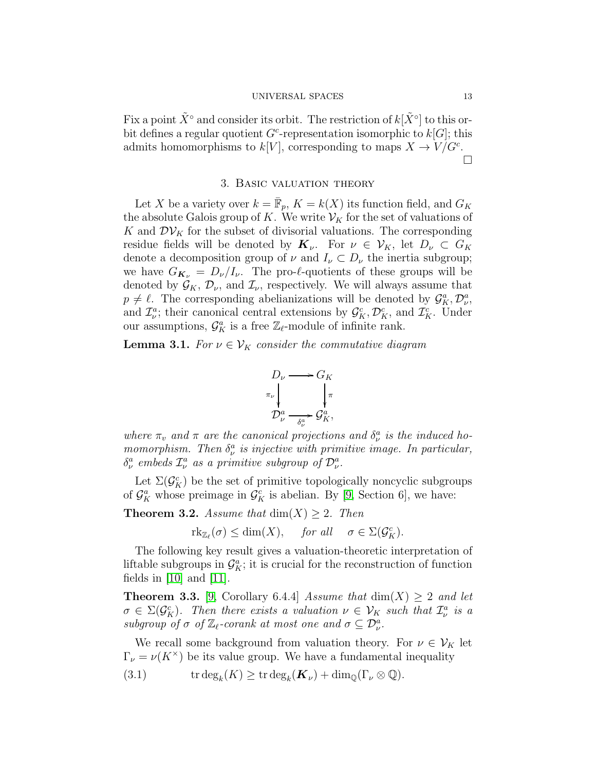Fix a point $\tilde{X}^\circ$ and consider its orbit. The restriction of $k[\tilde{X}^\circ]$ to this orbit defines a regular quotient $G^c$-representation isomorphic to $k[G]$; this admits homomorphisms to $k[V]$, corresponding to maps $X \to V/G^c$. □

## 3. Basic valuation theory

Let $X$ be a variety over $k = \bar{\mathbb{F}}_p$, $K = k(X)$ its function field, and $G_K$ the absolute Galois group of $K$. We write $\mathcal{V}_K$ for the set of valuations of $K$ and $\mathcal{DV}_K$ for the subset of divisorial valuations. The corresponding residue fields will be denoted by $\boldsymbol{K}_\nu$. For $\nu \in \mathcal{V}_K$, let $D_\nu \subset G_K$ denote a decomposition group of $\nu$ and $I_\nu \subset D_\nu$ the inertia subgroup; we have $G_{\boldsymbol{K}_\nu} = D_\nu / I_\nu$. The pro-$\ell$-quotients of these groups will be denoted by $\mathcal{G}_K$, $\mathcal{D}_\nu$, and $\mathcal{I}_\nu$, respectively. We will always assume that $p \neq \ell$. The corresponding abelianizations will be denoted by $\mathcal{G}^a_K, \mathcal{D}^a_\nu$, and $\mathcal{I}^a_\nu$; their canonical central extensions by $\mathcal{G}^c_K, \mathcal{D}^c_K$, and $\mathcal{I}^c_K$. Under our assumptions, $\mathcal{G}^a_K$ is a free $\mathbb{Z}_\ell$-module of infinite rank.

**Lemma 3.1.** *For $\nu \in \mathcal{V}_K$ consider the commutative diagram*

$$\begin{array}{ccc} D_\nu & \longrightarrow & G_K \\ {\scriptstyle \pi_\nu}\downarrow & & \downarrow{\scriptstyle \pi} \\ \mathcal{D}^a_\nu & \xrightarrow[\delta^a_\nu]{} & \mathcal{G}^a_K, \end{array}$$

*where $\pi_v$ and $\pi$ are the canonical projections and $\delta^a_\nu$ is the induced homomorphism. Then $\delta^a_\nu$ is injective with primitive image. In particular, $\delta^a_\nu$ embeds $\mathcal{I}^a_\nu$ as a primitive subgroup of $\mathcal{D}^a_\nu$.*

Let $\Sigma(\mathcal{G}^c_K)$ be the set of primitive topologically noncyclic subgroups of $\mathcal{G}^a_K$ whose preimage in $\mathcal{G}^c_K$ is abelian. By [9, Section 6], we have:

**Theorem 3.2.** *Assume that $\dim(X) \geq 2$. Then*

$$\mathrm{rk}_{\mathbb{Z}_\ell}(\sigma) \leq \dim(X), \quad \textit{for all} \quad \sigma \in \Sigma(\mathcal{G}^c_K).$$

The following key result gives a valuation-theoretic interpretation of liftable subgroups in $\mathcal{G}^a_K$; it is crucial for the reconstruction of function fields in [10] and [11].

**Theorem 3.3.** [9, Corollary 6.4.4] *Assume that $\dim(X) \geq 2$ and let $\sigma \in \Sigma(\mathcal{G}^c_K)$. Then there exists a valuation $\nu \in \mathcal{V}_K$ such that $\mathcal{I}^a_\nu$ is a subgroup of $\sigma$ of $\mathbb{Z}_\ell$-corank at most one and $\sigma \subseteq \mathcal{D}^a_\nu$.*

We recall some background from valuation theory. For $\nu \in \mathcal{V}_K$ let $\Gamma_\nu = \nu(K^\times)$ be its value group. We have a fundamental inequality

$$\mathrm{tr}\deg_k(K) \geq \mathrm{tr}\deg_k(\boldsymbol{K}_\nu) + \dim_{\mathbb{Q}}(\Gamma_\nu \otimes \mathbb{Q}). \tag{3.1}$$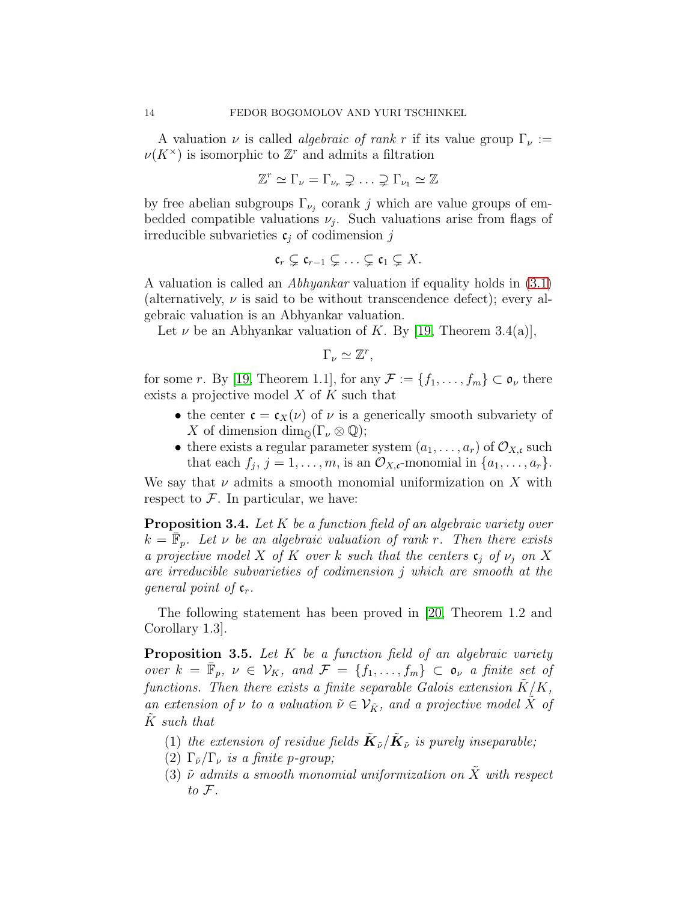A valuation $\nu$ is called *algebraic of rank $r$* if its value group $\Gamma_\nu := \nu(K^\times)$ is isomorphic to $\mathbb{Z}^r$ and admits a filtration

$$\mathbb{Z}^r \simeq \Gamma_\nu = \Gamma_{\nu_r} \supsetneq \ldots \supsetneq \Gamma_{\nu_1} \simeq \mathbb{Z}$$

by free abelian subgroups $\Gamma_{\nu_j}$ corank $j$ which are value groups of embedded compatible valuations $\nu_j$. Such valuations arise from flags of irreducible subvarieties $\mathfrak{c}_j$ of codimension $j$

$$\mathfrak{c}_r \subsetneq \mathfrak{c}_{r-1} \subsetneq \ldots \subsetneq \mathfrak{c}_1 \subsetneq X.$$

A valuation is called an *Abhyankar* valuation if equality holds in (3.1) (alternatively, $\nu$ is said to be without transcendence defect); every algebraic valuation is an Abhyankar valuation.

Let $\nu$ be an Abhyankar valuation of $K$. By [19, Theorem 3.4(a)],

$$\Gamma_\nu \simeq \mathbb{Z}^r,$$

for some $r$. By [19, Theorem 1.1], for any $\mathcal{F} := \{f_1, \ldots, f_m\} \subset \mathfrak{o}_\nu$ there exists a projective model $X$ of $K$ such that

- the center $\mathfrak{c} = \mathfrak{c}_X(\nu)$ of $\nu$ is a generically smooth subvariety of $X$ of dimension $\dim_{\mathbb{Q}}(\Gamma_\nu \otimes \mathbb{Q})$;
- there exists a regular parameter system $(a_1, \ldots, a_r)$ of $\mathcal{O}_{X,\mathfrak{c}}$ such that each $f_j$, $j = 1, \ldots, m$, is an $\mathcal{O}_{X,\mathfrak{c}}$-monomial in $\{a_1, \ldots, a_r\}$.

We say that $\nu$ admits a smooth monomial uniformization on $X$ with respect to $\mathcal{F}$. In particular, we have:

**Proposition 3.4.** *Let $K$ be a function field of an algebraic variety over $k = \bar{\mathbb{F}}_p$. Let $\nu$ be an algebraic valuation of rank $r$. Then there exists a projective model $X$ of $K$ over $k$ such that the centers $\mathfrak{c}_j$ of $\nu_j$ on $X$ are irreducible subvarieties of codimension $j$ which are smooth at the general point of $\mathfrak{c}_r$.*

The following statement has been proved in [20, Theorem 1.2 and Corollary 1.3].

**Proposition 3.5.** *Let $K$ be a function field of an algebraic variety over $k = \bar{\mathbb{F}}_p$, $\nu \in \mathcal{V}_K$, and $\mathcal{F} = \{f_1, \ldots, f_m\} \subset \mathfrak{o}_\nu$ a finite set of functions. Then there exists a finite separable Galois extension $\tilde{K}/K$, an extension of $\nu$ to a valuation $\tilde{\nu} \in \mathcal{V}_{\tilde{K}}$, and a projective model $\tilde{X}$ of $\tilde{K}$ such that*

1. *the extension of residue fields $\tilde{\boldsymbol{K}}_{\tilde{\nu}}/\tilde{\boldsymbol{K}}_{\tilde{\nu}}$ is purely inseparable;*
2. *$\Gamma_{\tilde{\nu}}/\Gamma_\nu$ is a finite $p$-group;*
3. *$\tilde{\nu}$ admits a smooth monomial uniformization on $\tilde{X}$ with respect to $\mathcal{F}$.*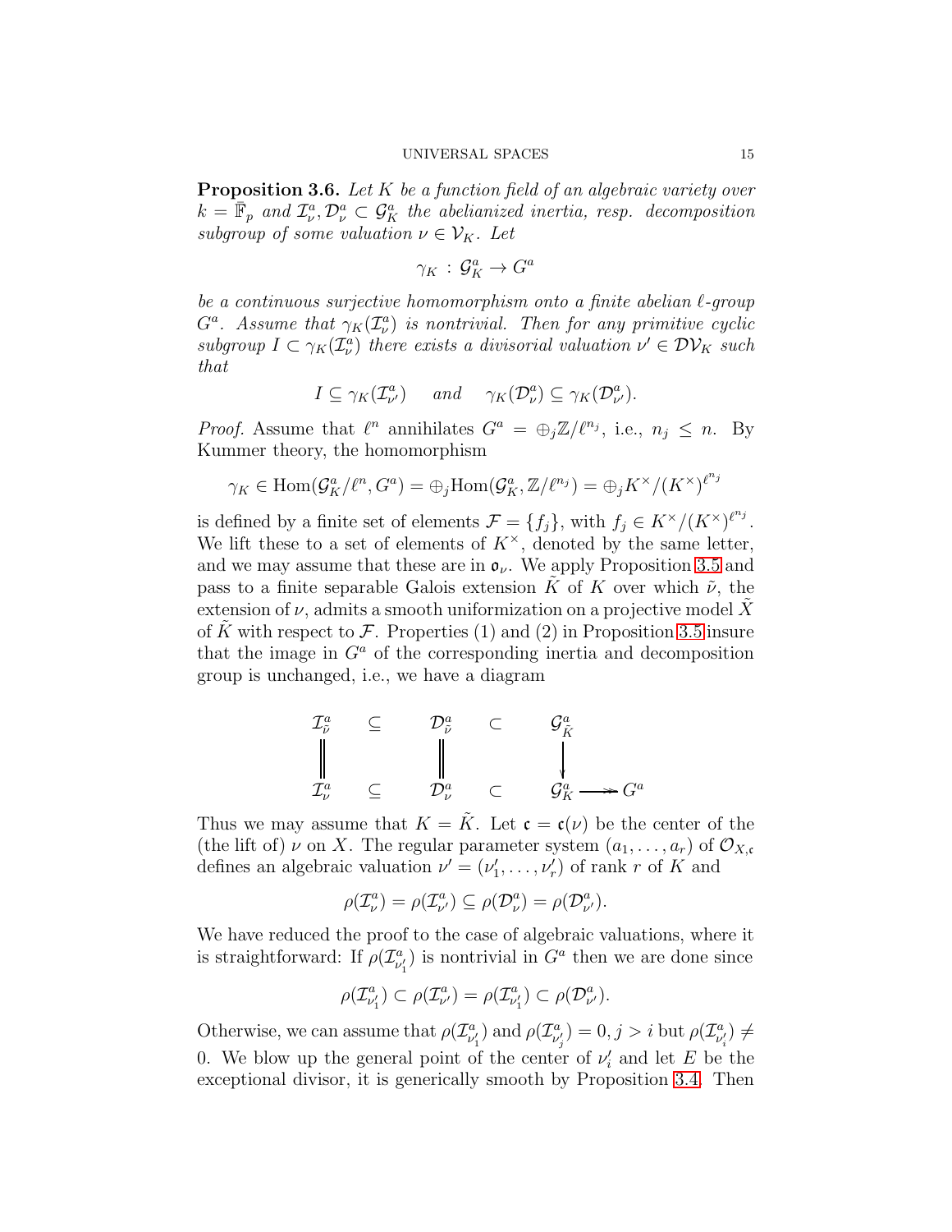**Proposition 3.6.** *Let $K$ be a function field of an algebraic variety over $k = \bar{\mathbb{F}}_p$ and $\mathcal{I}^a_\nu, \mathcal{D}^a_\nu \subset \mathcal{G}^a_K$ the abelianized inertia, resp. decomposition subgroup of some valuation $\nu \in \mathcal{V}_K$. Let*

$$\gamma_K : \mathcal{G}^a_K \to G^a$$

*be a continuous surjective homomorphism onto a finite abelian $\ell$-group $G^a$. Assume that $\gamma_K(\mathcal{I}^a_\nu)$ is nontrivial. Then for any primitive cyclic subgroup $I \subset \gamma_K(\mathcal{I}^a_\nu)$ there exists a divisorial valuation $\nu' \in \mathcal{DV}_K$ such that*

$$I \subseteq \gamma_K(\mathcal{I}^a_{\nu'}) \quad \text{ and } \quad \gamma_K(\mathcal{D}^a_\nu) \subseteq \gamma_K(\mathcal{D}^a_{\nu'}).$$

*Proof.* Assume that $\ell^n$ annihilates $G^a = \oplus_j \mathbb{Z}/\ell^{n_j}$, i.e., $n_j \leq n$. By Kummer theory, the homomorphism

$$\gamma_K \in \mathrm{Hom}(\mathcal{G}^a_K/\ell^n, G^a) = \oplus_j \mathrm{Hom}(\mathcal{G}^a_K, \mathbb{Z}/\ell^{n_j}) = \oplus_j K^\times/(K^\times)^{\ell^{n_j}}$$

is defined by a finite set of elements $\mathcal{F} = \{f_j\}$, with $f_j \in K^\times/(K^\times)^{\ell^{n_j}}$. We lift these to a set of elements of $K^\times$, denoted by the same letter, and we may assume that these are in $\mathfrak{o}_\nu$. We apply Proposition 3.5 and pass to a finite separable Galois extension $\tilde{K}$ of $K$ over which $\tilde{\nu}$, the extension of $\nu$, admits a smooth uniformization on a projective model $\tilde{X}$ of $\tilde{K}$ with respect to $\mathcal{F}$. Properties (1) and (2) in Proposition 3.5 insure that the image in $G^a$ of the corresponding inertia and decomposition group is unchanged, i.e., we have a diagram

$$\begin{array}{ccccccc}
\mathcal{I}^a_{\tilde{\nu}} & \subseteq & \mathcal{D}^a_{\tilde{\nu}} & \subset & \mathcal{G}^a_{\tilde{K}} & & \\
\| & & \| & & \downarrow & & \\
\mathcal{I}^a_\nu & \subseteq & \mathcal{D}^a_\nu & \subset & \mathcal{G}^a_K & \twoheadrightarrow & G^a
\end{array}$$

Thus we may assume that $K = \tilde{K}$. Let $\mathfrak{c} = \mathfrak{c}(\nu)$ be the center of the (the lift of) $\nu$ on $X$. The regular parameter system $(a_1, \ldots, a_r)$ of $\mathcal{O}_{X,\mathfrak{c}}$ defines an algebraic valuation $\nu' = (\nu'_1, \ldots, \nu'_r)$ of rank $r$ of $K$ and

$$\rho(\mathcal{I}^a_\nu) = \rho(\mathcal{I}^a_{\nu'}) \subseteq \rho(\mathcal{D}^a_\nu) = \rho(\mathcal{D}^a_{\nu'}).$$

We have reduced the proof to the case of algebraic valuations, where it is straightforward: If $\rho(\mathcal{I}^a_{\nu'_1})$ is nontrivial in $G^a$ then we are done since

$$\rho(\mathcal{I}^a_{\nu'_1}) \subset \rho(\mathcal{I}^a_{\nu'}) = \rho(\mathcal{I}^a_{\nu'_1}) \subset \rho(\mathcal{D}^a_{\nu'}).$$

Otherwise, we can assume that $\rho(\mathcal{I}^a_{\nu'_1})$ and $\rho(\mathcal{I}^a_{\nu'_j}) = 0, j > i$ but $\rho(\mathcal{I}^a_{\nu'_i}) \neq 0$. We blow up the general point of the center of $\nu'_i$ and let $E$ be the exceptional divisor, it is generically smooth by Proposition 3.4. Then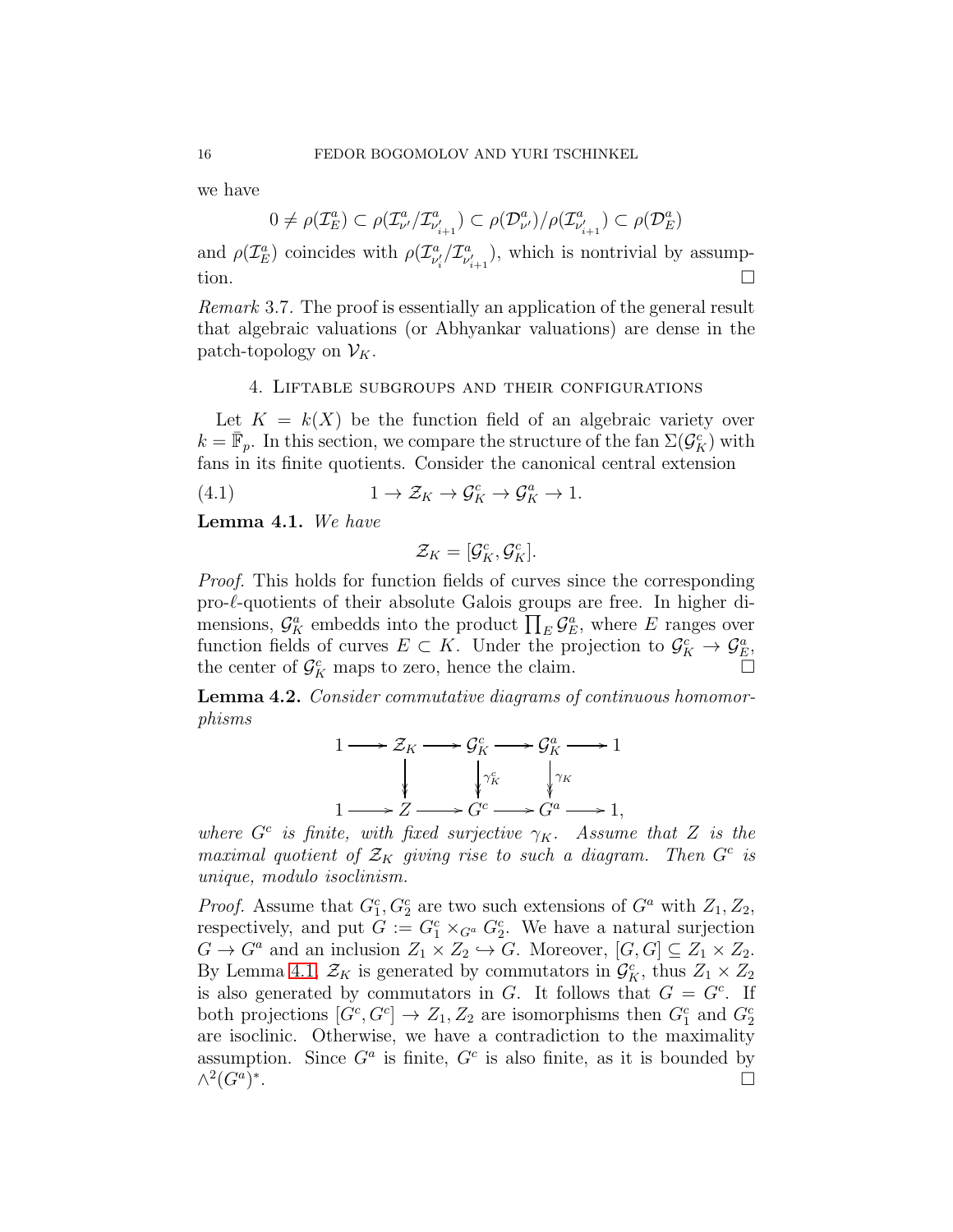we have

$$0 \neq \rho(\mathcal{I}_E^a) \subset \rho(\mathcal{I}_{\nu'}^a/\mathcal{I}_{\nu'_{i+1}}^a) \subset \rho(\mathcal{D}_{\nu'}^a)/\rho(\mathcal{I}_{\nu'_{i+1}}^a) \subset \rho(\mathcal{D}_E^a)$$

and $\rho(\mathcal{I}_E^a)$ coincides with $\rho(\mathcal{I}_{\nu'_i}^a/\mathcal{I}_{\nu'_{i+1}}^a)$, which is nontrivial by assumption. $\square$

*Remark* 3.7. The proof is essentially an application of the general result that algebraic valuations (or Abhyankar valuations) are dense in the patch-topology on $\mathcal{V}_K$.

## 4. Liftable subgroups and their configurations

Let $K = k(X)$ be the function field of an algebraic variety over $k = \bar{\mathbb{F}}_p$. In this section, we compare the structure of the fan $\Sigma(\mathcal{G}_K^c)$ with fans in its finite quotients. Consider the canonical central extension

$$1 \to \mathcal{Z}_K \to \mathcal{G}_K^c \to \mathcal{G}_K^a \to 1. \tag{4.1}$$

**Lemma 4.1.** *We have*

$$\mathcal{Z}_K = [\mathcal{G}_K^c, \mathcal{G}_K^c].$$

*Proof.* This holds for function fields of curves since the corresponding pro-$\ell$-quotients of their absolute Galois groups are free. In higher dimensions, $\mathcal{G}_K^a$ embedds into the product $\prod_E \mathcal{G}_E^a$, where $E$ ranges over function fields of curves $E \subset K$. Under the projection to $\mathcal{G}_K^c \to \mathcal{G}_E^a$, the center of $\mathcal{G}_K^c$ maps to zero, hence the claim. $\square$

**Lemma 4.2.** *Consider commutative diagrams of continuous homomorphisms*

$$\begin{array}{ccccccccc}
1 & \longrightarrow & \mathcal{Z}_K & \longrightarrow & \mathcal{G}_K^c & \longrightarrow & \mathcal{G}_K^a & \longrightarrow & 1 \\
 & & \downarrow & & \downarrow \gamma_K^c & & \downarrow \gamma_K & & \\
1 & \longrightarrow & Z & \longrightarrow & G^c & \longrightarrow & G^a & \longrightarrow & 1,
\end{array}$$

*where $G^c$ is finite, with fixed surjective $\gamma_K$. Assume that $Z$ is the maximal quotient of $\mathcal{Z}_K$ giving rise to such a diagram. Then $G^c$ is unique, modulo isoclinism.*

*Proof.* Assume that $G_1^c, G_2^c$ are two such extensions of $G^a$ with $Z_1, Z_2$, respectively, and put $G := G_1^c \times_{G^a} G_2^c$. We have a natural surjection $G \to G^a$ and an inclusion $Z_1 \times Z_2 \hookrightarrow G$. Moreover, $[G, G] \subseteq Z_1 \times Z_2$. By Lemma 4.1, $\mathcal{Z}_K$ is generated by commutators in $\mathcal{G}_K^c$, thus $Z_1 \times Z_2$ is also generated by commutators in $G$. It follows that $G = G^c$. If both projections $[G^c, G^c] \to Z_1, Z_2$ are isomorphisms then $G_1^c$ and $G_2^c$ are isoclinic. Otherwise, we have a contradiction to the maximality assumption. Since $G^a$ is finite, $G^c$ is also finite, as it is bounded by $\wedge^2(G^a)^*$. $\square$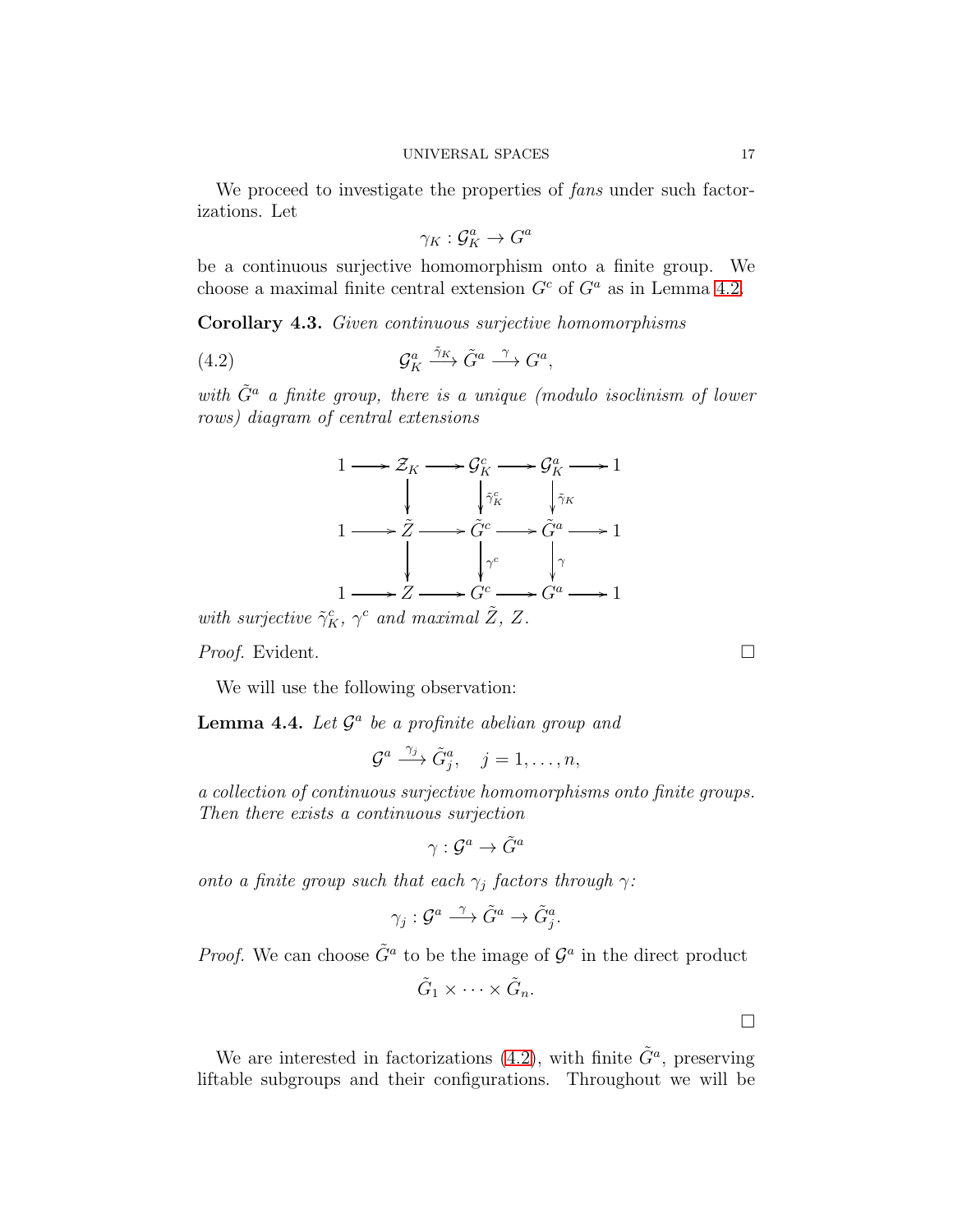We proceed to investigate the properties of *fans* under such factorizations. Let

$$\gamma_K : \mathcal{G}_K^a \to G^a$$

be a continuous surjective homomorphism onto a finite group. We choose a maximal finite central extension $G^c$ of $G^a$ as in Lemma 4.2.

**Corollary 4.3.** *Given continuous surjective homomorphisms*

$$\mathcal{G}_K^a \xrightarrow{\tilde{\gamma}_K} \tilde{G}^a \xrightarrow{\gamma} G^a, \tag{4.2}$$

*with $\tilde{G}^a$ a finite group, there is a unique (modulo isoclinism of lower rows) diagram of central extensions*

$$\begin{array}{ccccccccc}
1 & \longrightarrow & \mathcal{Z}_K & \longrightarrow & \mathcal{G}_K^c & \longrightarrow & \mathcal{G}_K^a & \longrightarrow & 1 \\
 & & \downarrow & & \downarrow \tilde{\gamma}_K^c & & \downarrow \tilde{\gamma}_K & & \\
1 & \longrightarrow & \tilde{Z} & \longrightarrow & \tilde{G}^c & \longrightarrow & \tilde{G}^a & \longrightarrow & 1 \\
 & & \downarrow & & \downarrow \gamma^c & & \downarrow \gamma & & \\
1 & \longrightarrow & Z & \longrightarrow & G^c & \longrightarrow & G^a & \longrightarrow & 1
\end{array}$$

*with surjective $\tilde{\gamma}_K^c$, $\gamma^c$ and maximal $\tilde{Z}$, $Z$.*

*Proof.* Evident. □

We will use the following observation:

**Lemma 4.4.** *Let $\mathcal{G}^a$ be a profinite abelian group and*

$$\mathcal{G}^a \xrightarrow{\gamma_j} \tilde{G}_j^a, \quad j = 1, \ldots, n,$$

*a collection of continuous surjective homomorphisms onto finite groups. Then there exists a continuous surjection*

$$\gamma : \mathcal{G}^a \to \tilde{G}^a$$

*onto a finite group such that each $\gamma_j$ factors through $\gamma$:*

$$\gamma_j : \mathcal{G}^a \xrightarrow{\gamma} \tilde{G}^a \to \tilde{G}_j^a.$$

*Proof.* We can choose $\tilde{G}^a$ to be the image of $\mathcal{G}^a$ in the direct product

$$\tilde{G}_1 \times \cdots \times \tilde{G}_n.$$

□

We are interested in factorizations (4.2), with finite $\tilde{G}^a$, preserving liftable subgroups and their configurations. Throughout we will be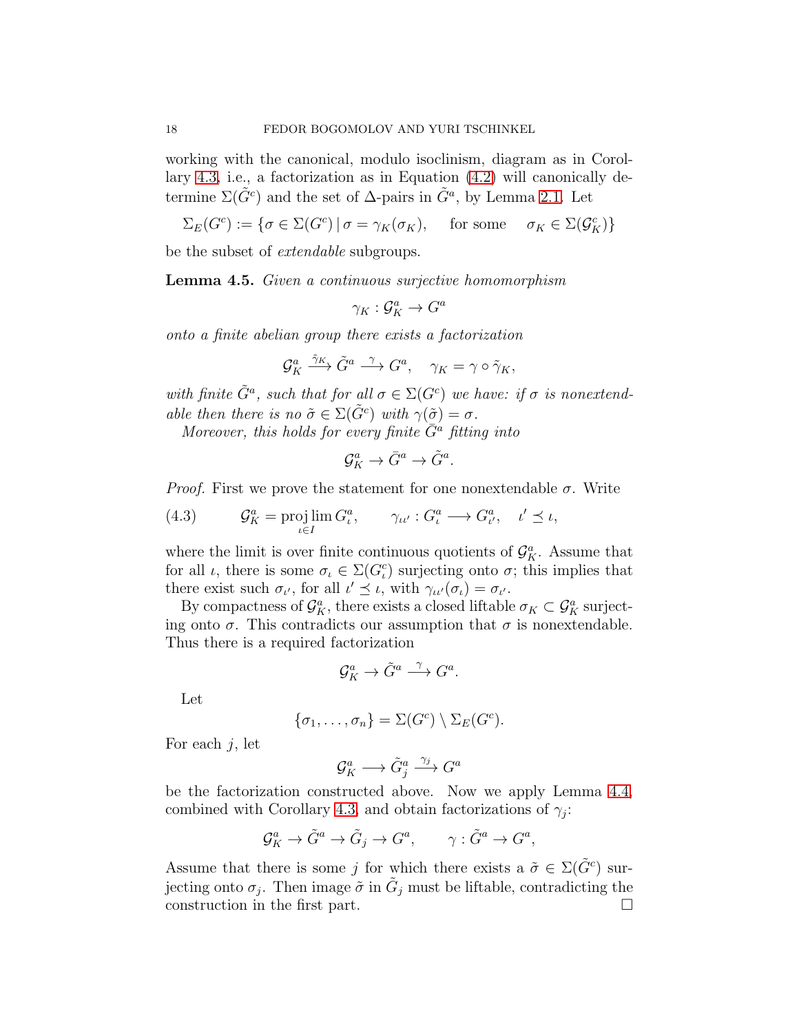working with the canonical, modulo isoclinism, diagram as in Corollary 4.3, i.e., a factorization as in Equation (4.2) will canonically determine $\Sigma(\tilde{G}^c)$ and the set of $\Delta$-pairs in $\tilde{G}^a$, by Lemma 2.1. Let

$$\Sigma_E(G^c) := \{\sigma \in \Sigma(G^c) \,|\, \sigma = \gamma_K(\sigma_K), \quad \text{for some} \quad \sigma_K \in \Sigma(\mathcal{G}^c_K)\}$$

be the subset of *extendable* subgroups.

**Lemma 4.5.** *Given a continuous surjective homomorphism*

$$\gamma_K : \mathcal{G}^a_K \to G^a$$

*onto a finite abelian group there exists a factorization*

$$\mathcal{G}^a_K \xrightarrow{\tilde{\gamma}_K} \tilde{G}^a \xrightarrow{\gamma} G^a, \quad \gamma_K = \gamma \circ \tilde{\gamma}_K,$$

*with finite $\tilde{G}^a$, such that for all $\sigma \in \Sigma(G^c)$ we have: if $\sigma$ is nonextendable then there is no $\tilde{\sigma} \in \Sigma(\tilde{G}^c)$ with $\gamma(\tilde{\sigma}) = \sigma$.*

*Moreover, this holds for every finite $\bar{G}^a$ fitting into*

$$\mathcal{G}^a_K \to \bar{G}^a \to \tilde{G}^a.$$

*Proof.* First we prove the statement for one nonextendable $\sigma$. Write

$$\mathcal{G}^a_K = \operatorname{proj\,lim}_{\iota \in I} G^a_\iota, \qquad \gamma_{\iota\iota'} : G^a_\iota \longrightarrow G^a_{\iota'}, \quad \iota' \preceq \iota, \tag{4.3}$$

where the limit is over finite continuous quotients of $\mathcal{G}^a_K$. Assume that for all $\iota$, there is some $\sigma_\iota \in \Sigma(G^c_\iota)$ surjecting onto $\sigma$; this implies that there exist such $\sigma_{\iota'}$, for all $\iota' \preceq \iota$, with $\gamma_{\iota\iota'}(\sigma_\iota) = \sigma_{\iota'}$.

By compactness of $\mathcal{G}^a_K$, there exists a closed liftable $\sigma_K \subset \mathcal{G}^a_K$ surjecting onto $\sigma$. This contradicts our assumption that $\sigma$ is nonextendable. Thus there is a required factorization

$$\mathcal{G}^a_K \to \tilde{G}^a \xrightarrow{\gamma} G^a.$$

Let

$$\{\sigma_1, \ldots, \sigma_n\} = \Sigma(G^c) \setminus \Sigma_E(G^c).$$

For each $j$, let

$$\mathcal{G}^a_K \longrightarrow \tilde{G}^a_j \xrightarrow{\gamma_j} G^a$$

be the factorization constructed above. Now we apply Lemma 4.4, combined with Corollary 4.3, and obtain factorizations of $\gamma_j$:

$$\mathcal{G}^a_K \to \tilde{G}^a \to \tilde{G}_j \to G^a, \qquad \gamma : \tilde{G}^a \to G^a,$$

Assume that there is some $j$ for which there exists a $\tilde{\sigma} \in \Sigma(\tilde{G}^c)$ surjecting onto $\sigma_j$. Then image $\tilde{\sigma}$ in $\tilde{G}_j$ must be liftable, contradicting the construction in the first part. $\square$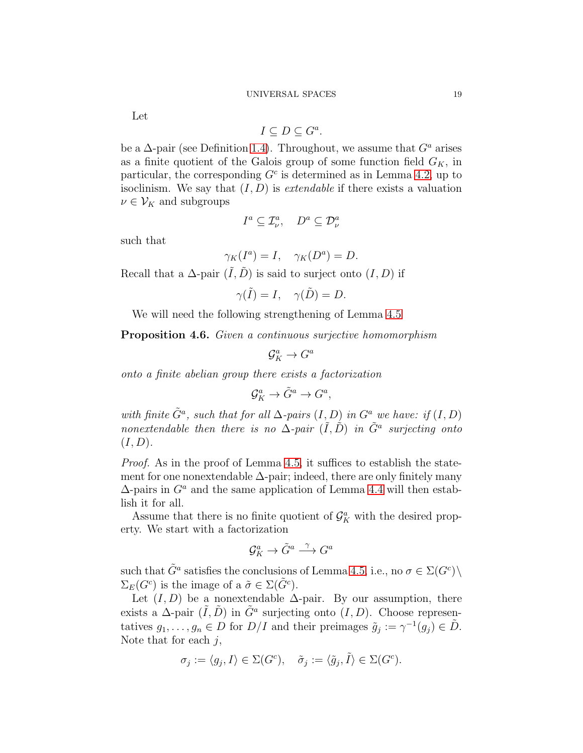Let

$$I \subseteq D \subseteq G^a.$$

be a $\Delta$-pair (see Definition 1.4). Throughout, we assume that $G^a$ arises as a finite quotient of the Galois group of some function field $G_K$, in particular, the corresponding $G^c$ is determined as in Lemma 4.2, up to isoclinism. We say that $(I, D)$ is *extendable* if there exists a valuation $\nu \in \mathcal{V}_K$ and subgroups

$$I^a \subseteq \mathcal{I}^a_\nu, \quad D^a \subseteq \mathcal{D}^a_\nu$$

such that

$$\gamma_K(I^a) = I, \quad \gamma_K(D^a) = D.$$

Recall that a $\Delta$-pair $(\tilde{I}, \tilde{D})$ is said to surject onto $(I, D)$ if

$$\gamma(\tilde{I}) = I, \quad \gamma(\tilde{D}) = D.$$

We will need the following strengthening of Lemma 4.5

**Proposition 4.6.** *Given a continuous surjective homomorphism*

$$\mathcal{G}^a_K \to G^a$$

*onto a finite abelian group there exists a factorization*

$$\mathcal{G}^a_K \to \tilde{G}^a \to G^a,$$

*with finite $\tilde{G}^a$, such that for all $\Delta$-pairs $(I, D)$ in $G^a$ we have: if $(I, D)$ nonextendable then there is no $\Delta$-pair $(\tilde{I}, \tilde{D})$ in $\tilde{G}^a$ surjecting onto $(I, D)$.*

*Proof.* As in the proof of Lemma 4.5, it suffices to establish the statement for one nonextendable $\Delta$-pair; indeed, there are only finitely many $\Delta$-pairs in $G^a$ and the same application of Lemma 4.4 will then establish it for all.

Assume that there is no finite quotient of $\mathcal{G}^a_K$ with the desired property. We start with a factorization

$$\mathcal{G}^a_K \to \tilde{G}^a \xrightarrow{\gamma} G^a$$

such that $\tilde{G}^a$ satisfies the conclusions of Lemma 4.5, i.e., no $\sigma \in \Sigma(G^c) \setminus \Sigma_E(G^c)$ is the image of a $\tilde{\sigma} \in \Sigma(\tilde{G}^c)$.

Let $(I, D)$ be a nonextendable $\Delta$-pair. By our assumption, there exists a $\Delta$-pair $(\tilde{I}, \tilde{D})$ in $\tilde{G}^a$ surjecting onto $(I, D)$. Choose representatives $g_1, \ldots, g_n \in D$ for $D/I$ and their preimages $\tilde{g}_j := \gamma^{-1}(g_j) \in \tilde{D}$. Note that for each $j$,

$$\sigma_j := \langle g_j, I \rangle \in \Sigma(G^c), \quad \tilde{\sigma}_j := \langle \tilde{g}_j, \tilde{I} \rangle \in \Sigma(G^c).$$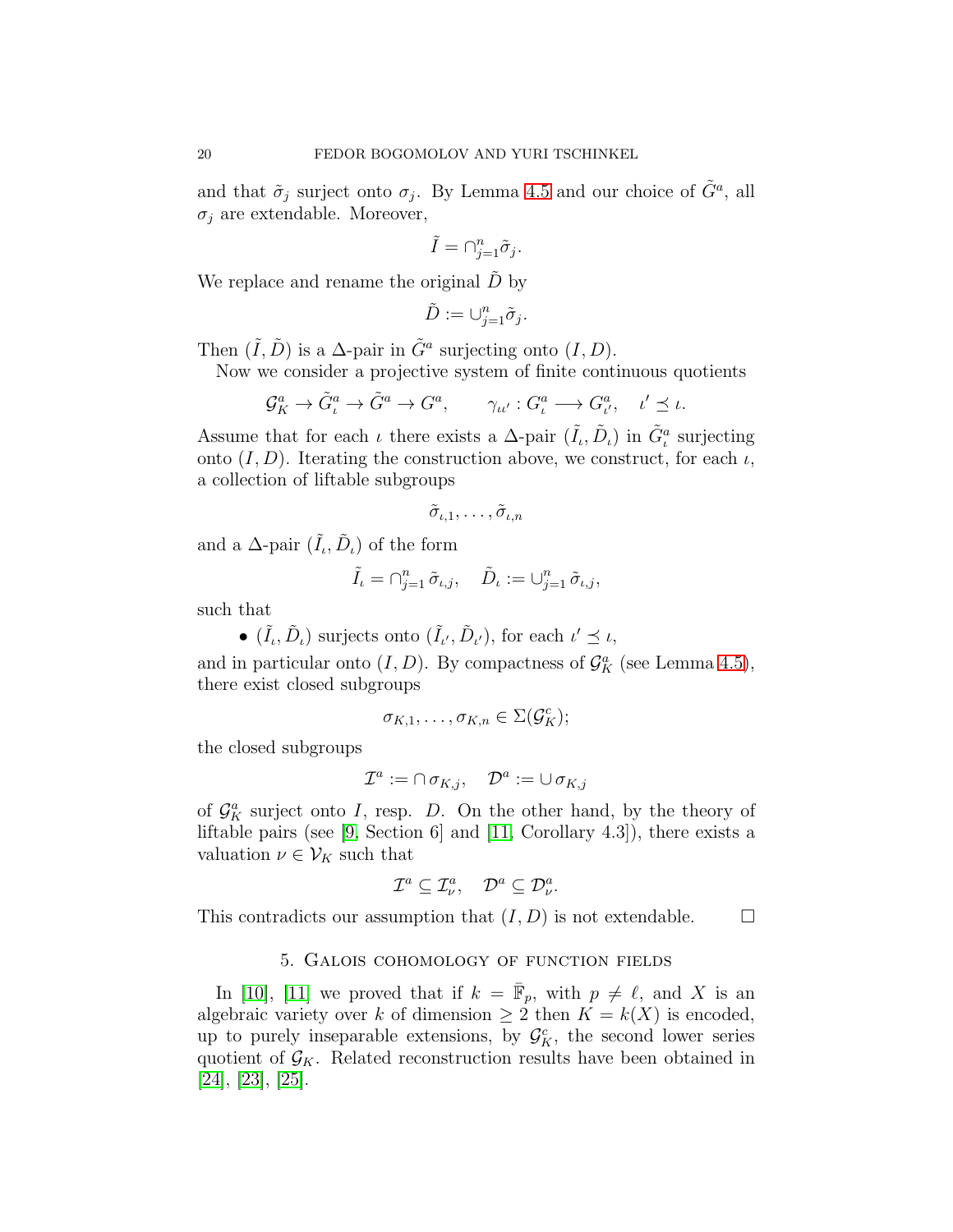and that $\tilde{\sigma}_j$ surject onto $\sigma_j$. By Lemma 4.5 and our choice of $\tilde{G}^a$, all $\sigma_j$ are extendable. Moreover,

$$\tilde{I} = \cap_{j=1}^n \tilde{\sigma}_j.$$

We replace and rename the original $\tilde{D}$ by

$$\tilde{D} := \cup_{j=1}^n \tilde{\sigma}_j.$$

Then $(\tilde{I}, \tilde{D})$ is a $\Delta$-pair in $\tilde{G}^a$ surjecting onto $(I, D)$.

Now we consider a projective system of finite continuous quotients

$$\mathcal{G}_K^a \to \tilde{G}_\iota^a \to \tilde{G}^a \to G^a, \qquad \gamma_{\iota\iota'} : G_\iota^a \longrightarrow G_{\iota'}^a, \quad \iota' \preceq \iota.$$

Assume that for each $\iota$ there exists a $\Delta$-pair $(\tilde{I}_\iota, \tilde{D}_\iota)$ in $\tilde{G}_\iota^a$ surjecting onto $(I, D)$. Iterating the construction above, we construct, for each $\iota$, a collection of liftable subgroups

$$\tilde{\sigma}_{\iota,1}, \ldots, \tilde{\sigma}_{\iota,n}$$

and a $\Delta$-pair $(\tilde{I}_\iota, \tilde{D}_\iota)$ of the form

$$\tilde{I}_\iota = \cap_{j=1}^n \tilde{\sigma}_{\iota,j}, \quad \tilde{D}_\iota := \cup_{j=1}^n \tilde{\sigma}_{\iota,j},$$

such that

- $(\tilde{I}_\iota, \tilde{D}_\iota)$ surjects onto $(\tilde{I}_{\iota'}, \tilde{D}_{\iota'})$, for each $\iota' \preceq \iota$,

and in particular onto $(I, D)$. By compactness of $\mathcal{G}_K^a$ (see Lemma 4.5), there exist closed subgroups

$$\sigma_{K,1}, \ldots, \sigma_{K,n} \in \Sigma(\mathcal{G}_K^c);$$

the closed subgroups

$$\mathcal{I}^a := \cap \sigma_{K,j}, \quad \mathcal{D}^a := \cup \sigma_{K,j}$$

of $\mathcal{G}_K^a$ surject onto $I$, resp. $D$. On the other hand, by the theory of liftable pairs (see [9, Section 6] and [11, Corollary 4.3]), there exists a valuation $\nu \in \mathcal{V}_K$ such that

$$\mathcal{I}^a \subseteq \mathcal{I}_\nu^a, \quad \mathcal{D}^a \subseteq \mathcal{D}_\nu^a.$$

This contradicts our assumption that $(I, D)$ is not extendable. $\square$

## 5. Galois cohomology of function fields

In [10], [11] we proved that if $k = \bar{\mathbb{F}}_p$, with $p \neq \ell$, and $X$ is an algebraic variety over $k$ of dimension $\geq 2$ then $K = k(X)$ is encoded, up to purely inseparable extensions, by $\mathcal{G}_K^c$, the second lower series quotient of $\mathcal{G}_K$. Related reconstruction results have been obtained in [24], [23], [25].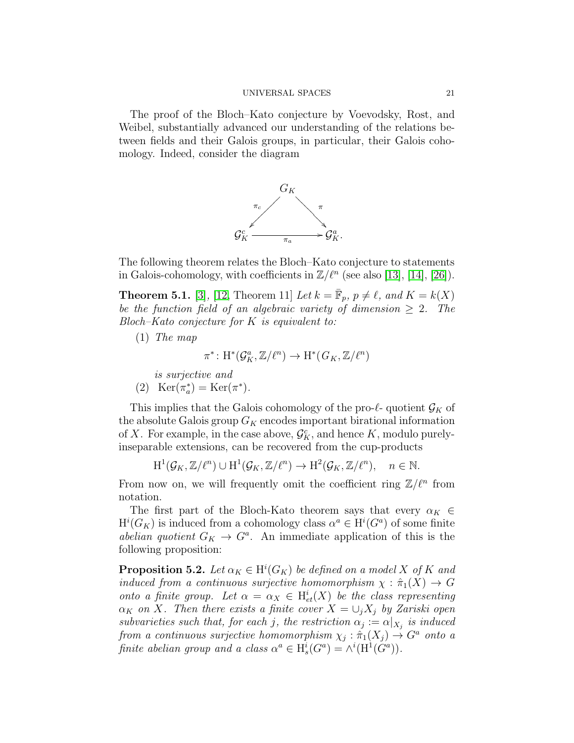The proof of the Bloch–Kato conjecture by Voevodsky, Rost, and Weibel, substantially advanced our understanding of the relations between fields and their Galois groups, in particular, their Galois cohomology. Indeed, consider the diagram

$$
\begin{array}{ccc}
 & G_K & \\
{}^{\pi_c}\swarrow & & \searrow^{\pi} \\
\mathcal{G}_K^c & \xrightarrow[\pi_a]{} & \mathcal{G}_K^a.
\end{array}
$$

The following theorem relates the Bloch–Kato conjecture to statements in Galois-cohomology, with coefficients in $\mathbb{Z}/\ell^n$ (see also [13], [14], [26]).

**Theorem 5.1.** [3], [12, Theorem 11] *Let $k = \bar{\mathbb{F}}_p$, $p \neq \ell$, and $K = k(X)$ be the function field of an algebraic variety of dimension $\geq 2$. The Bloch–Kato conjecture for $K$ is equivalent to:*

(1) *The map*
$$\pi^* \colon \mathrm{H}^*(\mathcal{G}_K^a, \mathbb{Z}/\ell^n) \to \mathrm{H}^*(G_K, \mathbb{Z}/\ell^n)$$
*is surjective and*

(2) $\mathrm{Ker}(\pi_a^*) = \mathrm{Ker}(\pi^*)$.

This implies that the Galois cohomology of the pro-$\ell$- quotient $\mathcal{G}_K$ of the absolute Galois group $G_K$ encodes important birational information of $X$. For example, in the case above, $\mathcal{G}_K^c$, and hence $K$, modulo purely-inseparable extensions, can be recovered from the cup-products

$$\mathrm{H}^1(\mathcal{G}_K, \mathbb{Z}/\ell^n) \cup \mathrm{H}^1(\mathcal{G}_K, \mathbb{Z}/\ell^n) \to \mathrm{H}^2(\mathcal{G}_K, \mathbb{Z}/\ell^n), \quad n \in \mathbb{N}.$$

From now on, we will frequently omit the coefficient ring $\mathbb{Z}/\ell^n$ from notation.

The first part of the Bloch-Kato theorem says that every $\alpha_K \in \mathrm{H}^i(G_K)$ is induced from a cohomology class $\alpha^a \in \mathrm{H}^i(G^a)$ of some finite *abelian quotient* $G_K \to G^a$. An immediate application of this is the following proposition:

**Proposition 5.2.** *Let $\alpha_K \in \mathrm{H}^i(G_K)$ be defined on a model $X$ of $K$ and induced from a continuous surjective homomorphism $\chi : \hat{\pi}_1(X) \to G$ onto a finite group. Let $\alpha = \alpha_X \in \mathrm{H}^i_{et}(X)$ be the class representing $\alpha_K$ on $X$. Then there exists a finite cover $X = \cup_j X_j$ by Zariski open subvarieties such that, for each $j$, the restriction $\alpha_j := \alpha|_{X_j}$ is induced from a continuous surjective homomorphism $\chi_j : \hat{\pi}_1(X_j) \to G^a$ onto a finite abelian group and a class $\alpha^a \in \mathrm{H}^i_s(G^a) = \wedge^i(\mathrm{H}^1(G^a))$.*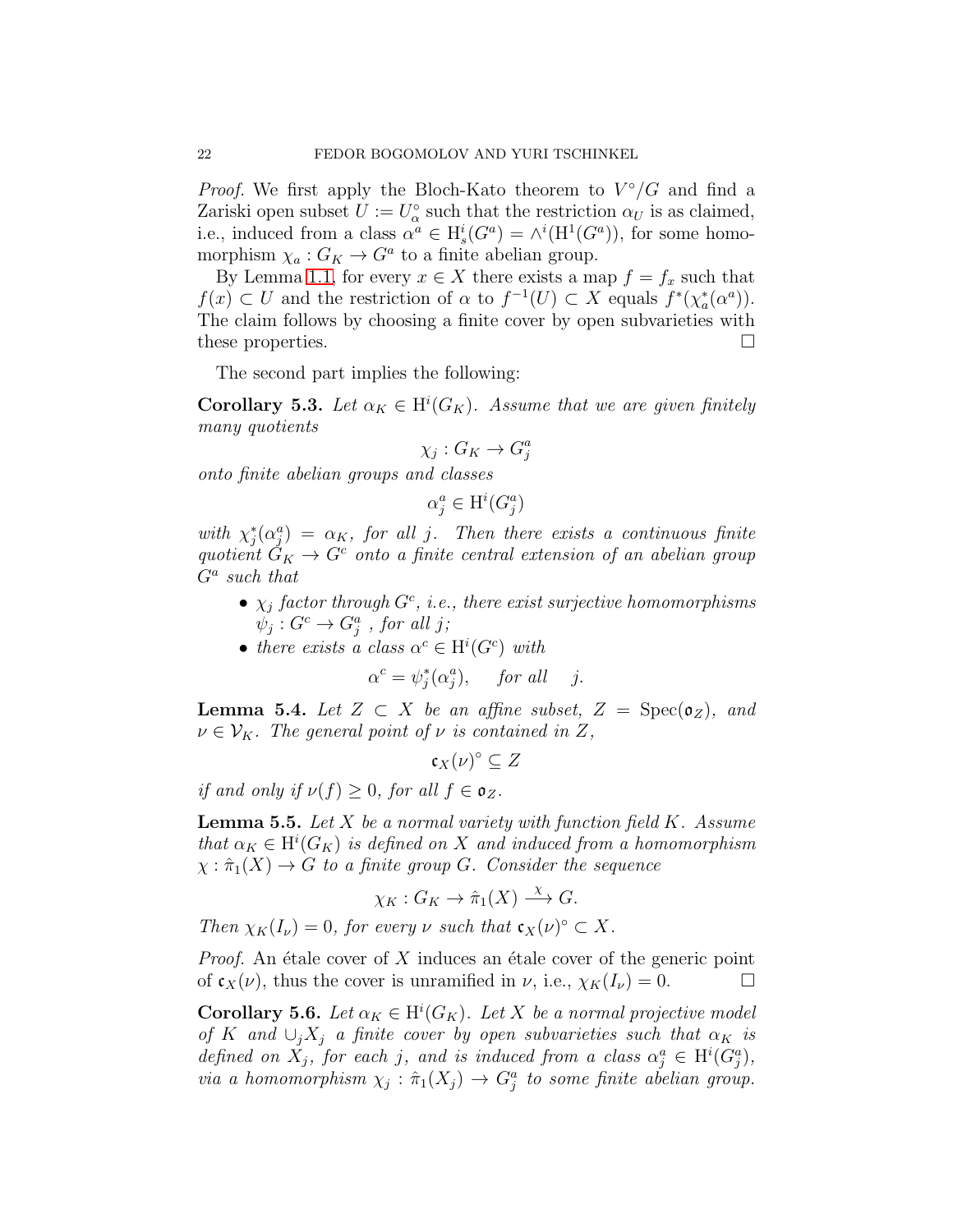*Proof.* We first apply the Bloch-Kato theorem to $V^\circ/G$ and find a Zariski open subset $U := U_\alpha^\circ$ such that the restriction $\alpha_U$ is as claimed, i.e., induced from a class $\alpha^a \in \mathrm{H}^i_s(G^a) = \wedge^i(\mathrm{H}^1(G^a))$, for some homomorphism $\chi_a : G_K \to G^a$ to a finite abelian group.

By Lemma 1.1, for every $x \in X$ there exists a map $f = f_x$ such that $f(x) \subset U$ and the restriction of $\alpha$ to $f^{-1}(U) \subset X$ equals $f^*(\chi_a^*(\alpha^a))$. The claim follows by choosing a finite cover by open subvarieties with these properties. □

The second part implies the following:

**Corollary 5.3.** *Let $\alpha_K \in \mathrm{H}^i(G_K)$. Assume that we are given finitely many quotients*

$$\chi_j : G_K \to G^a_j$$

*onto finite abelian groups and classes*

$$\alpha^a_j \in \mathrm{H}^i(G^a_j)$$

*with $\chi_j^*(\alpha^a_j) = \alpha_K$, for all $j$. Then there exists a continuous finite quotient $G_K \to G^c$ onto a finite central extension of an abelian group $G^a$ such that*

- *$\chi_j$ factor through $G^c$, i.e., there exist surjective homomorphisms $\psi_j : G^c \to G^a_j$ , for all $j$;*
- *there exists a class $\alpha^c \in \mathrm{H}^i(G^c)$ with*

$$\alpha^c = \psi_j^*(\alpha^a_j), \quad \text{for all} \quad j.$$

**Lemma 5.4.** *Let $Z \subset X$ be an affine subset, $Z = \mathrm{Spec}(\mathfrak{o}_Z)$, and $\nu \in \mathcal{V}_K$. The general point of $\nu$ is contained in $Z$,*

$$\mathfrak{c}_X(\nu)^\circ \subseteq Z$$

*if and only if $\nu(f) \geq 0$, for all $f \in \mathfrak{o}_Z$.*

**Lemma 5.5.** *Let $X$ be a normal variety with function field $K$. Assume that $\alpha_K \in \mathrm{H}^i(G_K)$ is defined on $X$ and induced from a homomorphism $\chi : \hat{\pi}_1(X) \to G$ to a finite group $G$. Consider the sequence*

$$\chi_K : G_K \to \hat{\pi}_1(X) \xrightarrow{\chi} G.$$

*Then $\chi_K(I_\nu) = 0$, for every $\nu$ such that $\mathfrak{c}_X(\nu)^\circ \subset X$.*

*Proof.* An étale cover of $X$ induces an étale cover of the generic point of $\mathfrak{c}_X(\nu)$, thus the cover is unramified in $\nu$, i.e., $\chi_K(I_\nu) = 0$. □

**Corollary 5.6.** *Let $\alpha_K \in \mathrm{H}^i(G_K)$. Let $X$ be a normal projective model of $K$ and $\cup_j X_j$ a finite cover by open subvarieties such that $\alpha_K$ is defined on $X_j$, for each $j$, and is induced from a class $\alpha^a_j \in \mathrm{H}^i(G^a_j)$, via a homomorphism $\chi_j : \hat{\pi}_1(X_j) \to G^a_j$ to some finite abelian group.*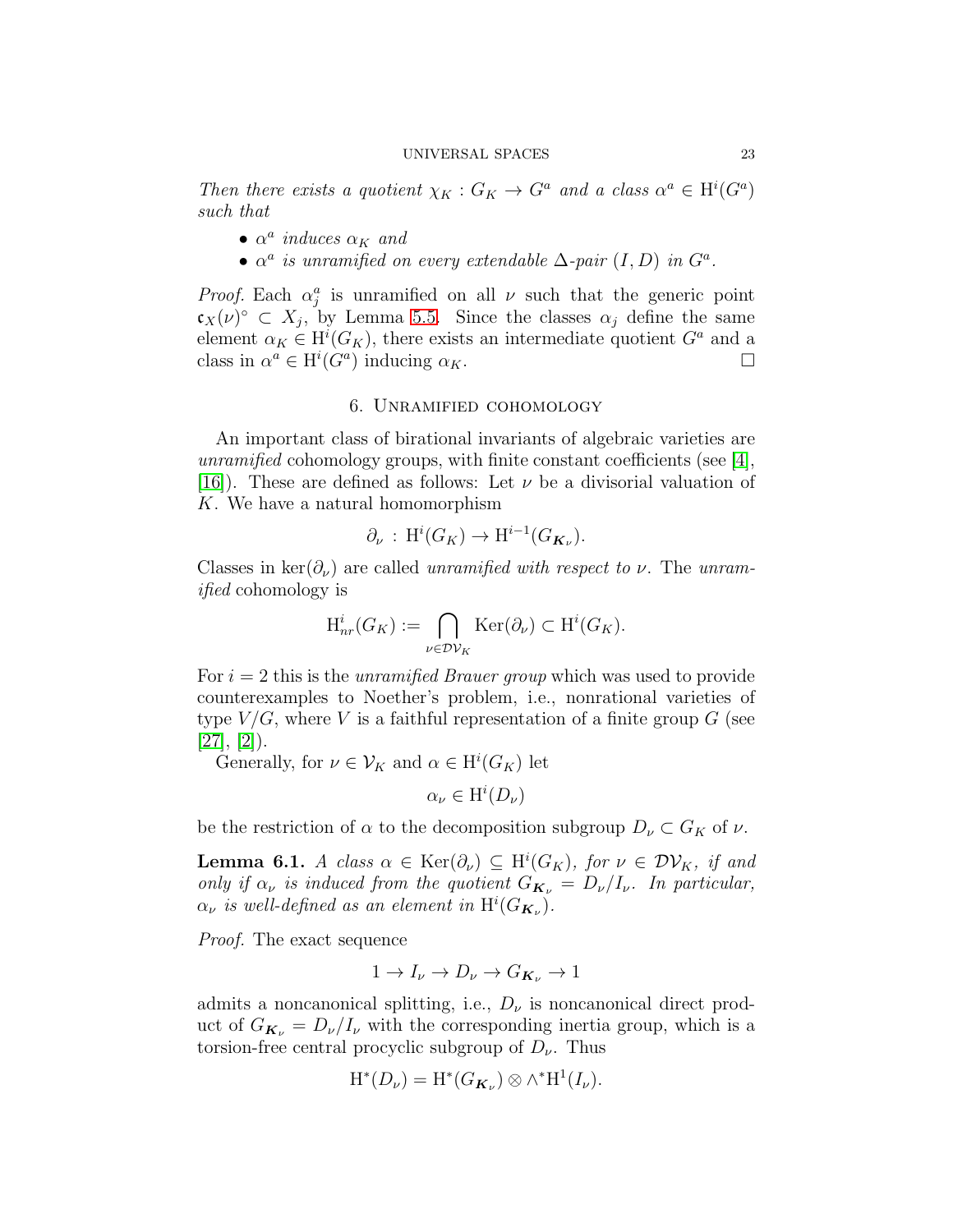*Then there exists a quotient $\chi_K : G_K \to G^a$ and a class $\alpha^a \in \mathrm{H}^i(G^a)$ such that*

- *$\alpha^a$ induces $\alpha_K$ and*
- *$\alpha^a$ is unramified on every extendable $\Delta$-pair $(I, D)$ in $G^a$.*

*Proof.* Each $\alpha_j^a$ is unramified on all $\nu$ such that the generic point $\mathfrak{c}_X(\nu)^\circ \subset X_j$, by Lemma 5.5. Since the classes $\alpha_j$ define the same element $\alpha_K \in \mathrm{H}^i(G_K)$, there exists an intermediate quotient $G^a$ and a class in $\alpha^a \in \mathrm{H}^i(G^a)$ inducing $\alpha_K$. □

## 6. Unramified cohomology

An important class of birational invariants of algebraic varieties are *unramified* cohomology groups, with finite constant coefficients (see [4], [16]). These are defined as follows: Let $\nu$ be a divisorial valuation of $K$. We have a natural homomorphism

$$\partial_\nu \,:\, \mathrm{H}^i(G_K) \to \mathrm{H}^{i-1}(G_{\boldsymbol{K}_\nu}).$$

Classes in $\ker(\partial_\nu)$ are called *unramified with respect to* $\nu$. The *unramified* cohomology is

$$\mathrm{H}^i_{nr}(G_K) := \bigcap_{\nu \in \mathcal{DV}_K} \mathrm{Ker}(\partial_\nu) \subset \mathrm{H}^i(G_K).$$

For $i = 2$ this is the *unramified Brauer group* which was used to provide counterexamples to Noether's problem, i.e., nonrational varieties of type $V/G$, where $V$ is a faithful representation of a finite group $G$ (see [27], [2]).

Generally, for $\nu \in \mathcal{V}_K$ and $\alpha \in \mathrm{H}^i(G_K)$ let

$$\alpha_\nu \in \mathrm{H}^i(D_\nu)$$

be the restriction of $\alpha$ to the decomposition subgroup $D_\nu \subset G_K$ of $\nu$.

**Lemma 6.1.** *A class $\alpha \in \mathrm{Ker}(\partial_\nu) \subseteq \mathrm{H}^i(G_K)$, for $\nu \in \mathcal{DV}_K$, if and only if $\alpha_\nu$ is induced from the quotient $G_{\boldsymbol{K}_\nu} = D_\nu/I_\nu$. In particular, $\alpha_\nu$ is well-defined as an element in $\mathrm{H}^i(G_{\boldsymbol{K}_\nu})$.*

*Proof.* The exact sequence

$$1 \to I_\nu \to D_\nu \to G_{\boldsymbol{K}_\nu} \to 1$$

admits a noncanonical splitting, i.e., $D_\nu$ is noncanonical direct product of $G_{\boldsymbol{K}_\nu} = D_\nu/I_\nu$ with the corresponding inertia group, which is a torsion-free central procyclic subgroup of $D_\nu$. Thus

$$\mathrm{H}^*(D_\nu) = \mathrm{H}^*(G_{\boldsymbol{K}_\nu}) \otimes \wedge^* \mathrm{H}^1(I_\nu).$$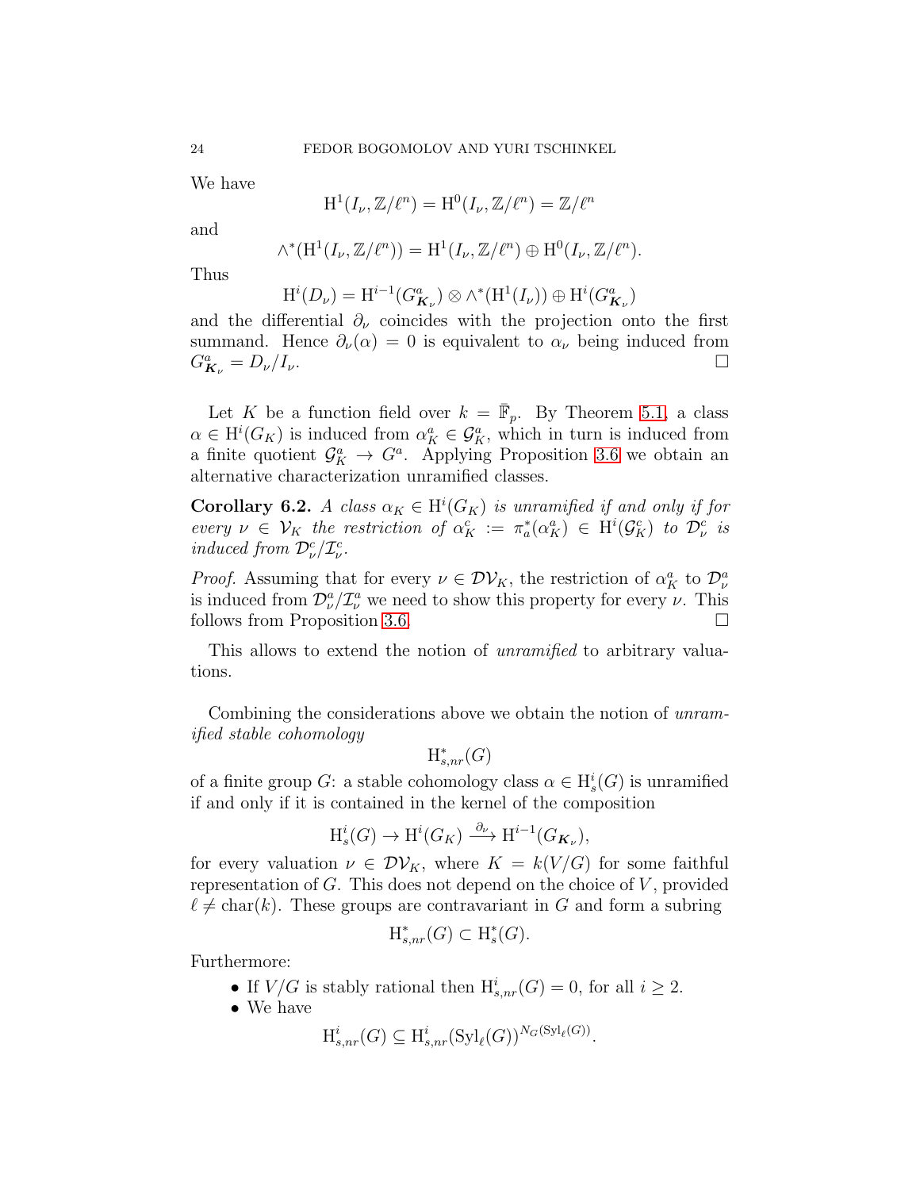We have

$$\mathrm{H}^1(I_\nu, \mathbb{Z}/\ell^n) = \mathrm{H}^0(I_\nu, \mathbb{Z}/\ell^n) = \mathbb{Z}/\ell^n$$

and

$$\wedge^*(\mathrm{H}^1(I_\nu, \mathbb{Z}/\ell^n)) = \mathrm{H}^1(I_\nu, \mathbb{Z}/\ell^n) \oplus \mathrm{H}^0(I_\nu, \mathbb{Z}/\ell^n).$$

Thus

$$\mathrm{H}^i(D_\nu) = \mathrm{H}^{i-1}(G^a_{\boldsymbol{K}_\nu}) \otimes \wedge^*(\mathrm{H}^1(I_\nu)) \oplus \mathrm{H}^i(G^a_{\boldsymbol{K}_\nu})$$

and the differential $\partial_\nu$ coincides with the projection onto the first summand. Hence $\partial_\nu(\alpha) = 0$ is equivalent to $\alpha_\nu$ being induced from $G^a_{\boldsymbol{K}_\nu} = D_\nu/I_\nu$. □

Let $K$ be a function field over $k = \bar{\mathbb{F}}_p$. By Theorem 5.1, a class $\alpha \in \mathrm{H}^i(G_K)$ is induced from $\alpha^a_K \in \mathcal{G}^a_K$, which in turn is induced from a finite quotient $\mathcal{G}^a_K \to G^a$. Applying Proposition 3.6 we obtain an alternative characterization unramified classes.

**Corollary 6.2.** *A class $\alpha_K \in \mathrm{H}^i(G_K)$ is unramified if and only if for every $\nu \in \mathcal{V}_K$ the restriction of $\alpha^c_K := \pi^*_a(\alpha^a_K) \in \mathrm{H}^i(\mathcal{G}^c_K)$ to $\mathcal{D}^c_\nu$ is induced from $\mathcal{D}^c_\nu/\mathcal{I}^c_\nu$.*

*Proof.* Assuming that for every $\nu \in \mathcal{DV}_K$, the restriction of $\alpha^a_K$ to $\mathcal{D}^a_\nu$ is induced from $\mathcal{D}^a_\nu/\mathcal{I}^a_\nu$ we need to show this property for every $\nu$. This follows from Proposition 3.6. □

This allows to extend the notion of *unramified* to arbitrary valuations.

Combining the considerations above we obtain the notion of *unramified stable cohomology*

$$\mathrm{H}^*_{s,nr}(G)$$

of a finite group $G$: a stable cohomology class $\alpha \in \mathrm{H}^i_s(G)$ is unramified if and only if it is contained in the kernel of the composition

$$\mathrm{H}^i_s(G) \to \mathrm{H}^i(G_K) \xrightarrow{\partial_\nu} \mathrm{H}^{i-1}(G_{\boldsymbol{K}_\nu}),$$

for every valuation $\nu \in \mathcal{DV}_K$, where $K = k(V/G)$ for some faithful representation of $G$. This does not depend on the choice of $V$, provided $\ell \neq \mathrm{char}(k)$. These groups are contravariant in $G$ and form a subring

$$\mathrm{H}^*_{s,nr}(G) \subset \mathrm{H}^*_s(G).$$

Furthermore:

- If $V/G$ is stably rational then $\mathrm{H}^i_{s,nr}(G) = 0$, for all $i \geq 2$.
- We have

$$\mathrm{H}^i_{s,nr}(G) \subseteq \mathrm{H}^i_{s,nr}(\mathrm{Syl}_\ell(G))^{N_G(\mathrm{Syl}_\ell(G))}.$$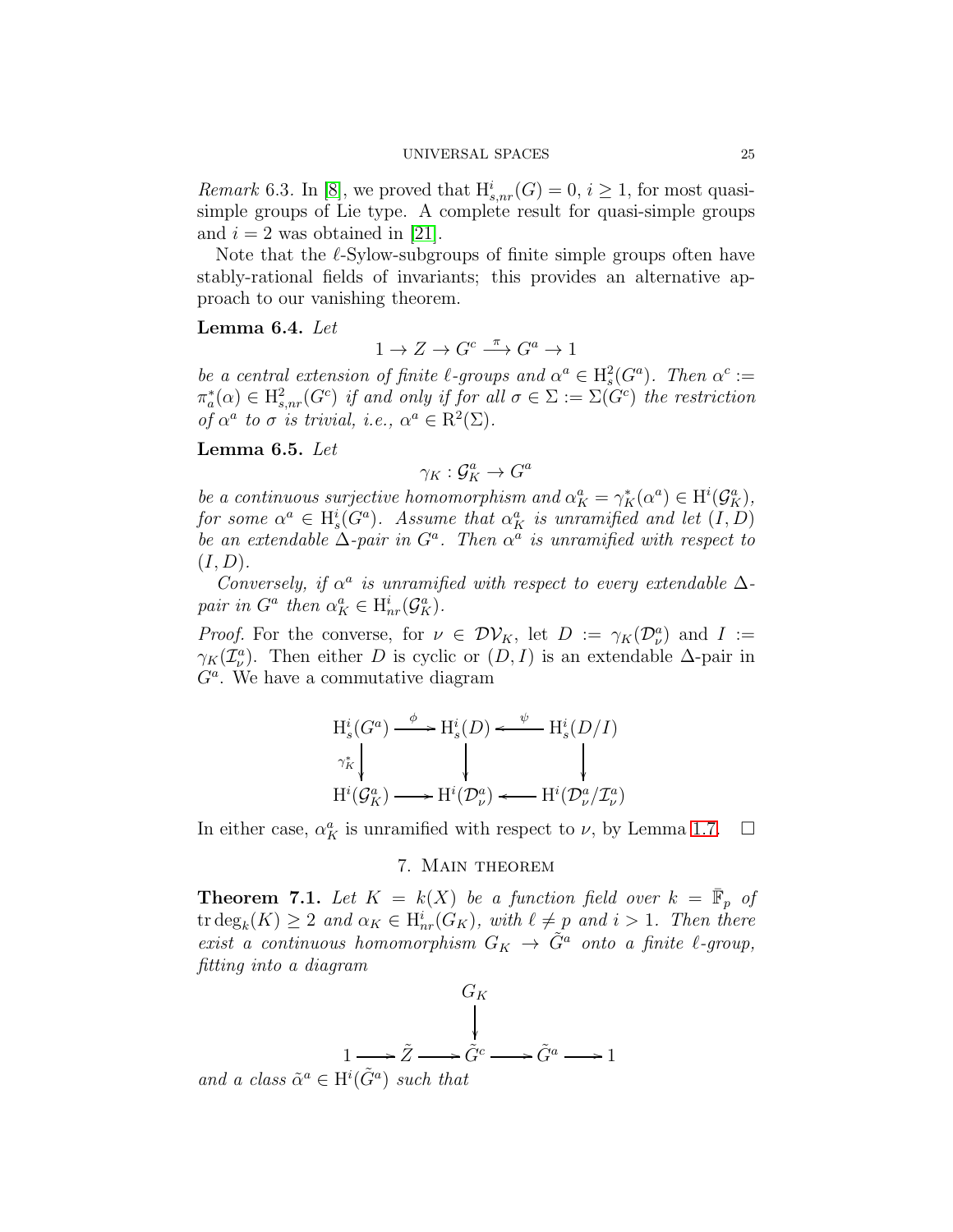*Remark* 6.3. In [8], we proved that $\mathrm{H}^i_{s,nr}(G) = 0$, $i \geq 1$, for most quasi-simple groups of Lie type. A complete result for quasi-simple groups and $i = 2$ was obtained in [21].

Note that the $\ell$-Sylow-subgroups of finite simple groups often have stably-rational fields of invariants; this provides an alternative approach to our vanishing theorem.

**Lemma 6.4.** *Let*

$$1 \to Z \to G^c \xrightarrow{\pi} G^a \to 1$$

*be a central extension of finite $\ell$-groups and $\alpha^a \in \mathrm{H}^2_s(G^a)$. Then $\alpha^c := \pi_a^*(\alpha) \in \mathrm{H}^2_{s,nr}(G^c)$ if and only if for all $\sigma \in \Sigma := \Sigma(G^c)$ the restriction of $\alpha^a$ to $\sigma$ is trivial, i.e., $\alpha^a \in \mathrm{R}^2(\Sigma)$.*

**Lemma 6.5.** *Let*

$$\gamma_K : \mathcal{G}^a_K \to G^a$$

*be a continuous surjective homomorphism and $\alpha^a_K = \gamma_K^*(\alpha^a) \in \mathrm{H}^i(\mathcal{G}^a_K)$, for some $\alpha^a \in \mathrm{H}^i_s(G^a)$. Assume that $\alpha^a_K$ is unramified and let $(I, D)$ be an extendable $\Delta$-pair in $G^a$. Then $\alpha^a$ is unramified with respect to $(I, D)$.*

*Conversely, if $\alpha^a$ is unramified with respect to every extendable $\Delta$-pair in $G^a$ then $\alpha^a_K \in \mathrm{H}^i_{nr}(\mathcal{G}^a_K)$.*

*Proof.* For the converse, for $\nu \in \mathcal{DV}_K$, let $D := \gamma_K(\mathcal{D}^a_\nu)$ and $I := \gamma_K(\mathcal{I}^a_\nu)$. Then either $D$ is cyclic or $(D, I)$ is an extendable $\Delta$-pair in $G^a$. We have a commutative diagram

$$\begin{array}{ccccc}
\mathrm{H}^i_s(G^a) & \xrightarrow{\phi} & \mathrm{H}^i_s(D) & \xleftarrow{\psi} & \mathrm{H}^i_s(D/I) \\
\downarrow{\scriptstyle \gamma_K^*} & & \downarrow & & \downarrow \\
\mathrm{H}^i(\mathcal{G}^a_K) & \longrightarrow & \mathrm{H}^i(\mathcal{D}^a_\nu) & \longleftarrow & \mathrm{H}^i(\mathcal{D}^a_\nu/\mathcal{I}^a_\nu)
\end{array}$$

In either case, $\alpha^a_K$ is unramified with respect to $\nu$, by Lemma 1.7. $\square$

## 7. Main theorem

**Theorem 7.1.** *Let $K = k(X)$ be a function field over $k = \bar{\mathbb{F}}_p$ of $\mathrm{tr}\deg_k(K) \geq 2$ and $\alpha_K \in \mathrm{H}^i_{nr}(G_K)$, with $\ell \neq p$ and $i > 1$. Then there exist a continuous homomorphism $G_K \to \tilde{G}^a$ onto a finite $\ell$-group, fitting into a diagram*

$$\begin{array}{ccccccccc}
 & & & & G_K & & & & \\
 & & & & \downarrow & & & & \\
1 & \longrightarrow & \tilde{Z} & \longrightarrow & \tilde{G}^c & \longrightarrow & \tilde{G}^a & \longrightarrow & 1
\end{array}$$

*and a class $\tilde{\alpha}^a \in \mathrm{H}^i(\tilde{G}^a)$ such that*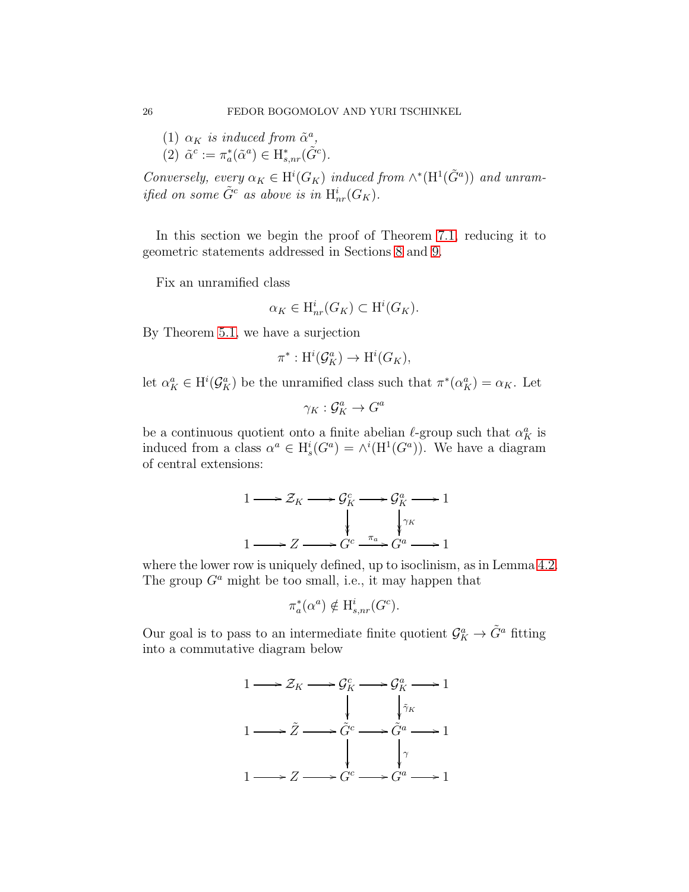(1) *$\alpha_K$ is induced from $\tilde{\alpha}^a$,*
(2) *$\tilde{\alpha}^c := \pi_a^*(\tilde{\alpha}^a) \in \mathrm{H}^*_{s,nr}(\tilde{G}^c)$.*

*Conversely, every $\alpha_K \in \mathrm{H}^i(G_K)$ induced from $\wedge^*(\mathrm{H}^1(\tilde{G}^a))$ and unramified on some $\tilde{G}^c$ as above is in $\mathrm{H}^i_{nr}(G_K)$.*

In this section we begin the proof of Theorem 7.1, reducing it to geometric statements addressed in Sections 8 and 9.

Fix an unramified class

$$\alpha_K \in \mathrm{H}^i_{nr}(G_K) \subset \mathrm{H}^i(G_K).$$

By Theorem 5.1, we have a surjection

$$\pi^* : \mathrm{H}^i(\mathcal{G}^a_K) \to \mathrm{H}^i(G_K),$$

let $\alpha^a_K \in \mathrm{H}^i(\mathcal{G}^a_K)$ be the unramified class such that $\pi^*(\alpha^a_K) = \alpha_K$. Let

$$\gamma_K : \mathcal{G}^a_K \to G^a$$

be a continuous quotient onto a finite abelian $\ell$-group such that $\alpha^a_K$ is induced from a class $\alpha^a \in \mathrm{H}^i_s(G^a) = \wedge^i(\mathrm{H}^1(G^a))$. We have a diagram of central extensions:

$$\begin{array}{ccccccccc}
1 & \longrightarrow & \mathcal{Z}_K & \longrightarrow & \mathcal{G}^c_K & \longrightarrow & \mathcal{G}^a_K & \longrightarrow & 1 \\
 & & & & \downarrow & & \downarrow{\scriptstyle \gamma_K} & & \\
1 & \longrightarrow & Z & \longrightarrow & G^c & \xrightarrow{\pi_a} & G^a & \longrightarrow & 1
\end{array}$$

where the lower row is uniquely defined, up to isoclinism, as in Lemma 4.2. The group $G^a$ might be too small, i.e., it may happen that

$$\pi_a^*(\alpha^a) \notin \mathrm{H}^i_{s,nr}(G^c).$$

Our goal is to pass to an intermediate finite quotient $\mathcal{G}^a_K \to \tilde{G}^a$ fitting into a commutative diagram below

$$\begin{array}{ccccccccc}
1 & \longrightarrow & \mathcal{Z}_K & \longrightarrow & \mathcal{G}^c_K & \longrightarrow & \mathcal{G}^a_K & \longrightarrow & 1 \\
 & & & & \downarrow & & \downarrow{\scriptstyle \tilde{\gamma}_K} & & \\
1 & \longrightarrow & \tilde{Z} & \longrightarrow & \tilde{G}^c & \longrightarrow & \tilde{G}^a & \longrightarrow & 1 \\
 & & & & \downarrow & & \downarrow{\scriptstyle \gamma} & & \\
1 & \longrightarrow & Z & \longrightarrow & G^c & \longrightarrow & G^a & \longrightarrow & 1
\end{array}$$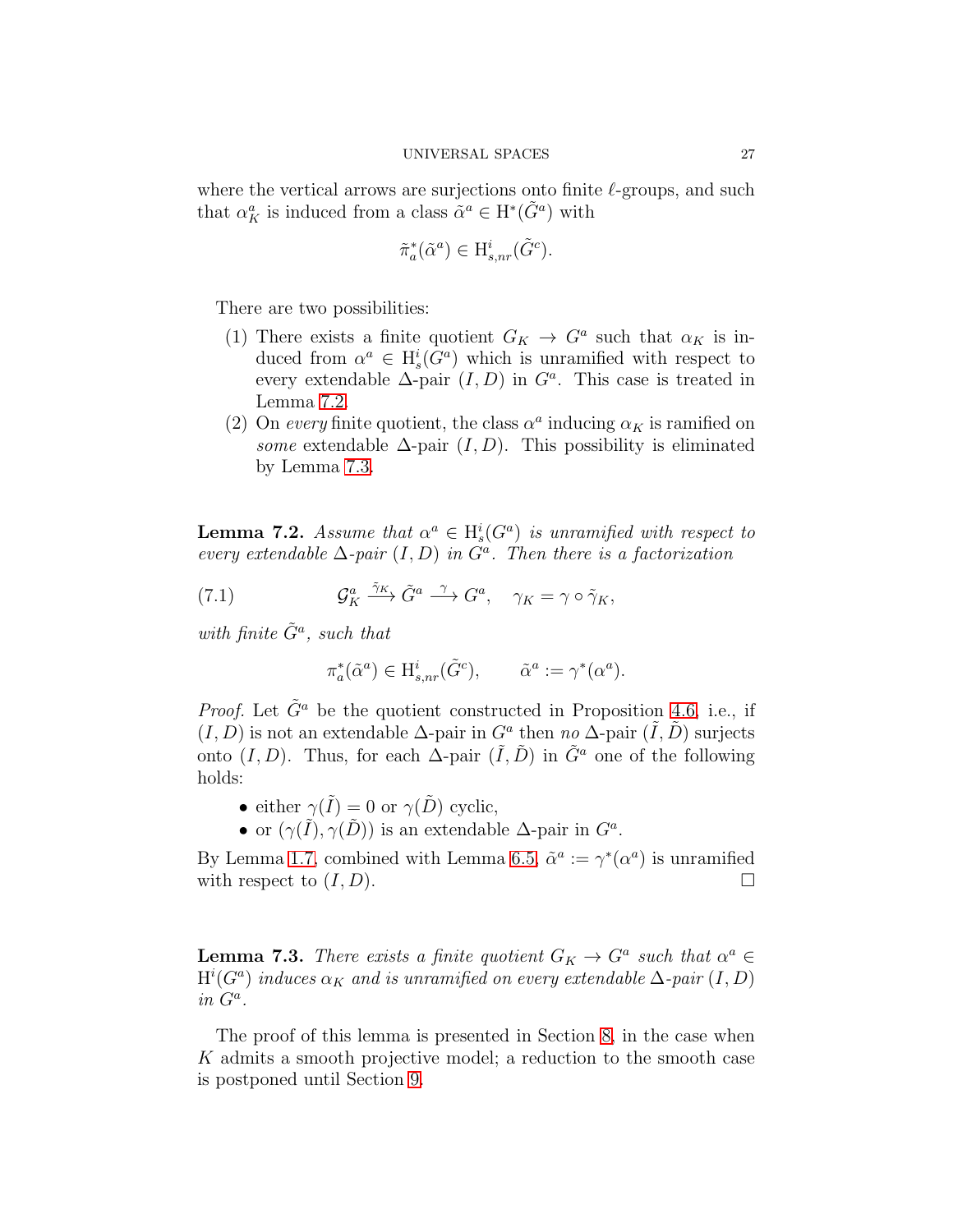where the vertical arrows are surjections onto finite $\ell$-groups, and such that $\alpha^a_K$ is induced from a class $\tilde{\alpha}^a \in \mathrm{H}^*(\tilde{G}^a)$ with

$$\tilde{\pi}_a^*(\tilde{\alpha}^a) \in \mathrm{H}^i_{s,nr}(\tilde{G}^c).$$

There are two possibilities:

1. There exists a finite quotient $G_K \to G^a$ such that $\alpha_K$ is induced from $\alpha^a \in \mathrm{H}^i_s(G^a)$ which is unramified with respect to every extendable $\Delta$-pair $(I, D)$ in $G^a$. This case is treated in Lemma 7.2.
2. On *every* finite quotient, the class $\alpha^a$ inducing $\alpha_K$ is ramified on *some* extendable $\Delta$-pair $(I, D)$. This possibility is eliminated by Lemma 7.3.

**Lemma 7.2.** *Assume that $\alpha^a \in \mathrm{H}^i_s(G^a)$ is unramified with respect to every extendable $\Delta$-pair $(I, D)$ in $G^a$. Then there is a factorization*

$$\mathcal{G}^a_K \xrightarrow{\tilde{\gamma}_K} \tilde{G}^a \xrightarrow{\gamma} G^a, \quad \gamma_K = \gamma \circ \tilde{\gamma}_K, \tag{7.1}$$

*with finite $\tilde{G}^a$, such that*

$$\pi_a^*(\tilde{\alpha}^a) \in \mathrm{H}^i_{s,nr}(\tilde{G}^c), \qquad \tilde{\alpha}^a := \gamma^*(\alpha^a).$$

*Proof.* Let $\tilde{G}^a$ be the quotient constructed in Proposition 4.6, i.e., if $(I, D)$ is not an extendable $\Delta$-pair in $G^a$ then *no* $\Delta$-pair $(\tilde{I}, \tilde{D})$ surjects onto $(I, D)$. Thus, for each $\Delta$-pair $(\tilde{I}, \tilde{D})$ in $\tilde{G}^a$ one of the following holds:

- either $\gamma(\tilde{I}) = 0$ or $\gamma(\tilde{D})$ cyclic,
- or $(\gamma(\tilde{I}), \gamma(\tilde{D}))$ is an extendable $\Delta$-pair in $G^a$.

By Lemma 1.7, combined with Lemma 6.5, $\tilde{\alpha}^a := \gamma^*(\alpha^a)$ is unramified with respect to $(I, D)$. □

**Lemma 7.3.** *There exists a finite quotient $G_K \to G^a$ such that $\alpha^a \in \mathrm{H}^i(G^a)$ induces $\alpha_K$ and is unramified on every extendable $\Delta$-pair $(I, D)$ in $G^a$.*

The proof of this lemma is presented in Section 8, in the case when $K$ admits a smooth projective model; a reduction to the smooth case is postponed until Section 9.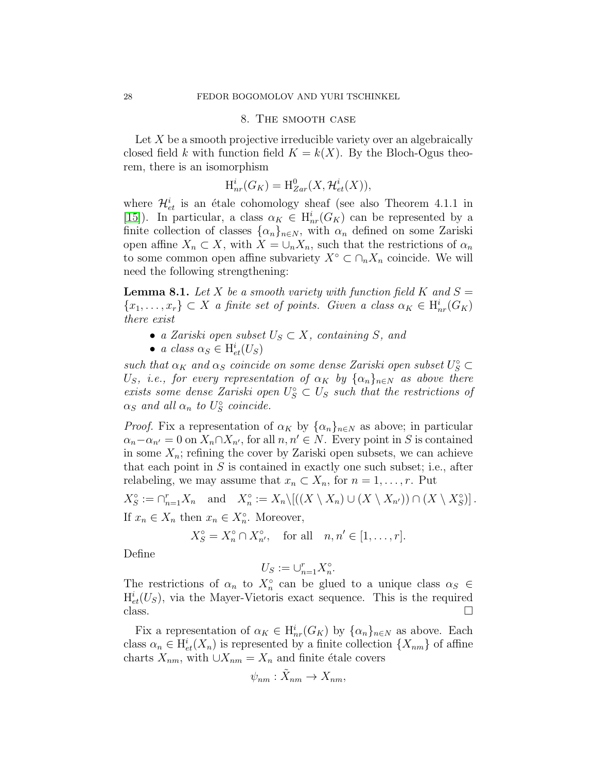## 8. The smooth case

Let $X$ be a smooth projective irreducible variety over an algebraically closed field $k$ with function field $K = k(X)$. By the Bloch-Ogus theorem, there is an isomorphism

$$\mathrm{H}^i_{nr}(G_K) = \mathrm{H}^0_{Zar}(X, \mathcal{H}^i_{et}(X)),$$

where $\mathcal{H}^i_{et}$ is an étale cohomology sheaf (see also Theorem 4.1.1 in [15]). In particular, a class $\alpha_K \in \mathrm{H}^i_{nr}(G_K)$ can be represented by a finite collection of classes $\{\alpha_n\}_{n \in N}$, with $\alpha_n$ defined on some Zariski open affine $X_n \subset X$, with $X = \cup_n X_n$, such that the restrictions of $\alpha_n$ to some common open affine subvariety $X^\circ \subset \cap_n X_n$ coincide. We will need the following strengthening:

**Lemma 8.1.** *Let $X$ be a smooth variety with function field $K$ and $S = \{x_1, \ldots, x_r\} \subset X$ a finite set of points. Given a class $\alpha_K \in \mathrm{H}^i_{nr}(G_K)$ there exist*

- *a Zariski open subset $U_S \subset X$, containing $S$, and*
- *a class $\alpha_S \in \mathrm{H}^i_{et}(U_S)$*

*such that $\alpha_K$ and $\alpha_S$ coincide on some dense Zariski open subset $U_S^\circ \subset U_S$, i.e., for every representation of $\alpha_K$ by $\{\alpha_n\}_{n \in N}$ as above there exists some dense Zariski open $U_S^\circ \subset U_S$ such that the restrictions of $\alpha_S$ and all $\alpha_n$ to $U_S^\circ$ coincide.*

*Proof.* Fix a representation of $\alpha_K$ by $\{\alpha_n\}_{n \in N}$ as above; in particular $\alpha_n - \alpha_{n'} = 0$ on $X_n \cap X_{n'}$, for all $n, n' \in N$. Every point in $S$ is contained in some $X_n$; refining the cover by Zariski open subsets, we can achieve that each point in $S$ is contained in exactly one such subset; i.e., after relabeling, we may assume that $x_n \subset X_n$, for $n = 1, \ldots, r$. Put

$$X_S^\circ := \cap_{n=1}^r X_n \quad \text{and} \quad X_n^\circ := X_n \setminus \left[ ((X \setminus X_n) \cup (X \setminus X_{n'})) \cap (X \setminus X_S^\circ) \right].$$

If $x_n \in X_n$ then $x_n \in X_n^\circ$. Moreover,

$$X_S^\circ = X_n^\circ \cap X_{n'}^\circ, \quad \text{for all} \quad n, n' \in [1, \ldots, r].$$

Define

$$U_S := \cup_{n=1}^r X_n^\circ.$$

The restrictions of $\alpha_n$ to $X_n^\circ$ can be glued to a unique class $\alpha_S \in \mathrm{H}^i_{et}(U_S)$, via the Mayer-Vietoris exact sequence. This is the required class. □

Fix a representation of $\alpha_K \in \mathrm{H}^i_{nr}(G_K)$ by $\{\alpha_n\}_{n \in N}$ as above. Each class $\alpha_n \in \mathrm{H}^i_{et}(X_n)$ is represented by a finite collection $\{X_{nm}\}$ of affine charts $X_{nm}$, with $\cup X_{nm} = X_n$ and finite étale covers

$$\psi_{nm} : \tilde{X}_{nm} \to X_{nm},$$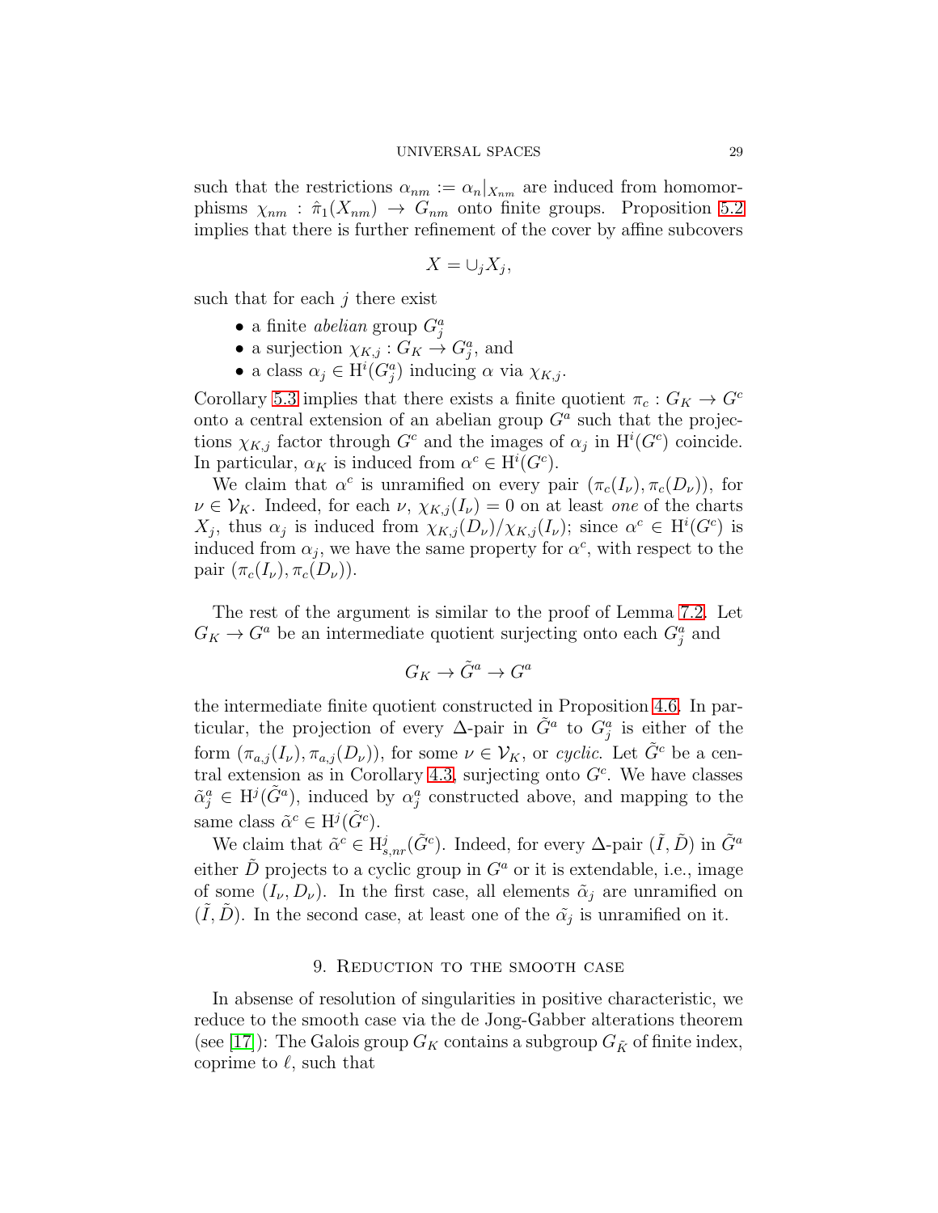such that the restrictions $\alpha_{nm} := \alpha_n|_{X_{nm}}$ are induced from homomorphisms $\chi_{nm} : \hat{\pi}_1(X_{nm}) \to G_{nm}$ onto finite groups. Proposition 5.2 implies that there is further refinement of the cover by affine subcovers

$$X = \cup_j X_j,$$

such that for each $j$ there exist

- a finite *abelian* group $G^a_j$
- a surjection $\chi_{K,j} : G_K \to G^a_j$, and
- a class $\alpha_j \in \mathrm{H}^i(G^a_j)$ inducing $\alpha$ via $\chi_{K,j}$.

Corollary 5.3 implies that there exists a finite quotient $\pi_c : G_K \to G^c$ onto a central extension of an abelian group $G^a$ such that the projections $\chi_{K,j}$ factor through $G^c$ and the images of $\alpha_j$ in $\mathrm{H}^i(G^c)$ coincide. In particular, $\alpha_K$ is induced from $\alpha^c \in \mathrm{H}^i(G^c)$.

We claim that $\alpha^c$ is unramified on every pair $(\pi_c(I_\nu), \pi_c(D_\nu))$, for $\nu \in \mathcal{V}_K$. Indeed, for each $\nu$, $\chi_{K,j}(I_\nu) = 0$ on at least *one* of the charts $X_j$, thus $\alpha_j$ is induced from $\chi_{K,j}(D_\nu)/\chi_{K,j}(I_\nu)$; since $\alpha^c \in \mathrm{H}^i(G^c)$ is induced from $\alpha_j$, we have the same property for $\alpha^c$, with respect to the pair $(\pi_c(I_\nu), \pi_c(D_\nu))$.

The rest of the argument is similar to the proof of Lemma 7.2. Let $G_K \to G^a$ be an intermediate quotient surjecting onto each $G^a_j$ and

$$G_K \to \tilde{G}^a \to G^a$$

the intermediate finite quotient constructed in Proposition 4.6. In particular, the projection of every $\Delta$-pair in $\tilde{G}^a$ to $G^a_j$ is either of the form $(\pi_{a,j}(I_\nu), \pi_{a,j}(D_\nu))$, for some $\nu \in \mathcal{V}_K$, or *cyclic*. Let $\tilde{G}^c$ be a central extension as in Corollary 4.3, surjecting onto $G^c$. We have classes $\tilde{\alpha}^a_j \in \mathrm{H}^j(\tilde{G}^a)$, induced by $\alpha^a_j$ constructed above, and mapping to the same class $\tilde{\alpha}^c \in \mathrm{H}^j(\tilde{G}^c)$.

We claim that $\tilde{\alpha}^c \in \mathrm{H}^j_{s,nr}(\tilde{G}^c)$. Indeed, for every $\Delta$-pair $(\tilde{I}, \tilde{D})$ in $\tilde{G}^a$ either $\tilde{D}$ projects to a cyclic group in $G^a$ or it is extendable, i.e., image of some $(I_\nu, D_\nu)$. In the first case, all elements $\tilde{\alpha}_j$ are unramified on $(\tilde{I}, \tilde{D})$. In the second case, at least one of the $\tilde{\alpha}_j$ is unramified on it.

## 9. Reduction to the smooth case

In absense of resolution of singularities in positive characteristic, we reduce to the smooth case via the de Jong-Gabber alterations theorem (see [17]): The Galois group $G_K$ contains a subgroup $G_{\tilde{K}}$ of finite index, coprime to $\ell$, such that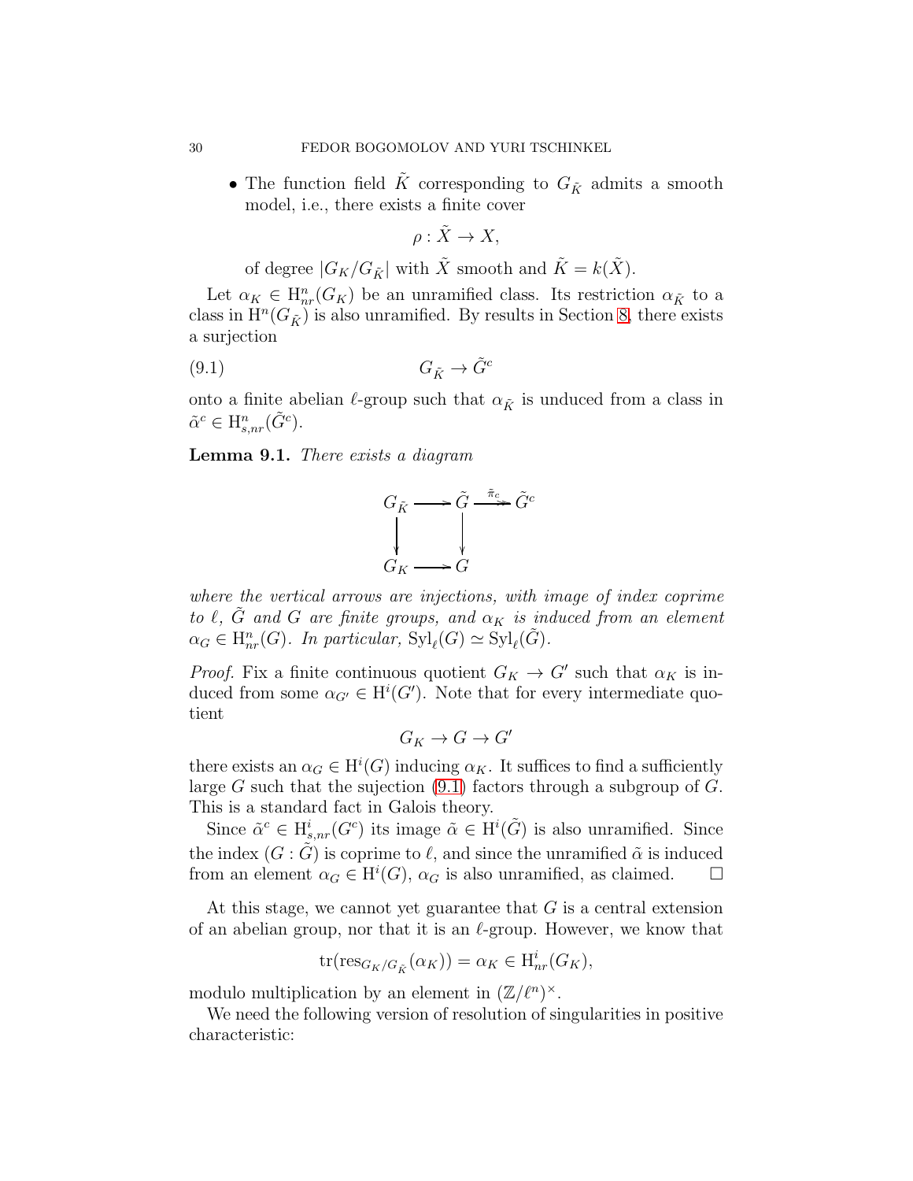- The function field $\tilde{K}$ corresponding to $G_{\tilde{K}}$ admits a smooth model, i.e., there exists a finite cover

  $$\rho : \tilde{X} \to X,$$

  of degree $|G_K/G_{\tilde{K}}|$ with $\tilde{X}$ smooth and $\tilde{K} = k(\tilde{X})$.

Let $\alpha_K \in \mathrm{H}^n_{nr}(G_K)$ be an unramified class. Its restriction $\alpha_{\tilde{K}}$ to a class in $\mathrm{H}^n(G_{\tilde{K}})$ is also unramified. By results in Section 8, there exists a surjection

$$G_{\tilde{K}} \to \tilde{G}^c \tag{9.1}$$

onto a finite abelian $\ell$-group such that $\alpha_{\tilde{K}}$ is unduced from a class in $\tilde{\alpha}^c \in \mathrm{H}^n_{s,nr}(\tilde{G}^c)$.

**Lemma 9.1.** *There exists a diagram*

$$\begin{array}{ccccc} G_{\tilde{K}} & \longrightarrow & \tilde{G} & \xrightarrow{\tilde{\pi}_c} & \tilde{G}^c \\ \downarrow & & \downarrow & & \\ G_K & \longrightarrow & G & & \end{array}$$

*where the vertical arrows are injections, with image of index coprime to $\ell$, $\tilde{G}$ and $G$ are finite groups, and $\alpha_K$ is induced from an element $\alpha_G \in \mathrm{H}^n_{nr}(G)$. In particular, $\mathrm{Syl}_\ell(G) \simeq \mathrm{Syl}_\ell(\tilde{G})$.*

*Proof.* Fix a finite continuous quotient $G_K \to G'$ such that $\alpha_K$ is induced from some $\alpha_{G'} \in \mathrm{H}^i(G')$. Note that for every intermediate quotient

$$G_K \to G \to G'$$

there exists an $\alpha_G \in \mathrm{H}^i(G)$ inducing $\alpha_K$. It suffices to find a sufficiently large $G$ such that the sujection (9.1) factors through a subgroup of $G$. This is a standard fact in Galois theory.

Since $\tilde{\alpha}^c \in \mathrm{H}^i_{s,nr}(G^c)$ its image $\tilde{\alpha} \in \mathrm{H}^i(\tilde{G})$ is also unramified. Since the index $(G : \tilde{G})$ is coprime to $\ell$, and since the unramified $\tilde{\alpha}$ is induced from an element $\alpha_G \in \mathrm{H}^i(G)$, $\alpha_G$ is also unramified, as claimed. □

At this stage, we cannot yet guarantee that $G$ is a central extension of an abelian group, nor that it is an $\ell$-group. However, we know that

$$\mathrm{tr}(\mathrm{res}_{G_K/G_{\tilde{K}}}(\alpha_K)) = \alpha_K \in \mathrm{H}^i_{nr}(G_K),$$

modulo multiplication by an element in $(\mathbb{Z}/\ell^n)^\times$.

We need the following version of resolution of singularities in positive characteristic: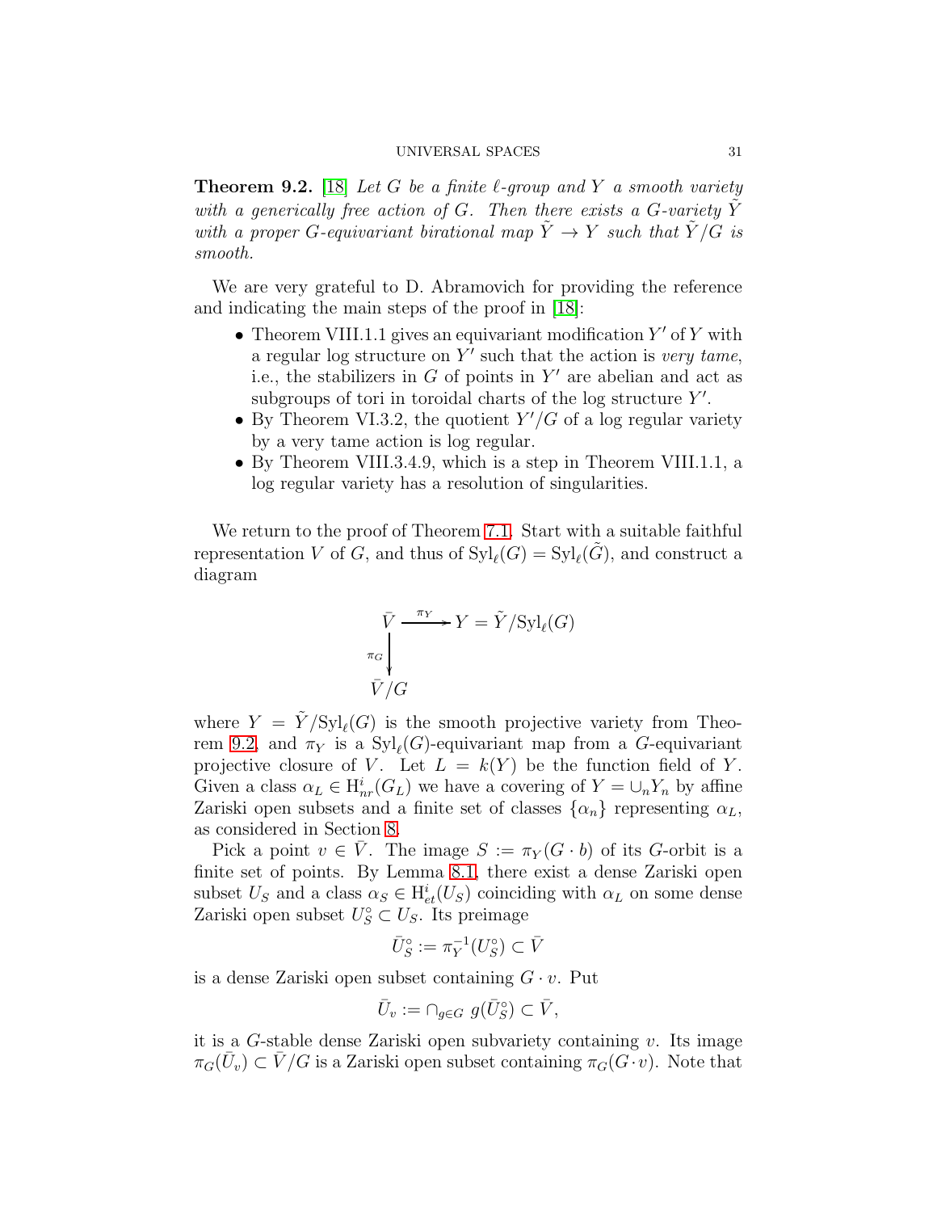**Theorem 9.2.** [18] *Let $G$ be a finite $\ell$-group and $Y$ a smooth variety with a generically free action of $G$. Then there exists a $G$-variety $\tilde{Y}$ with a proper $G$-equivariant birational map $\tilde{Y} \to Y$ such that $\tilde{Y}/G$ is smooth.*

We are very grateful to D. Abramovich for providing the reference and indicating the main steps of the proof in [18]:

- Theorem VIII.1.1 gives an equivariant modification $Y'$ of $Y$ with a regular log structure on $Y'$ such that the action is *very tame*, i.e., the stabilizers in $G$ of points in $Y'$ are abelian and act as subgroups of tori in toroidal charts of the log structure $Y'$.
- By Theorem VI.3.2, the quotient $Y'/G$ of a log regular variety by a very tame action is log regular.
- By Theorem VIII.3.4.9, which is a step in Theorem VIII.1.1, a log regular variety has a resolution of singularities.

We return to the proof of Theorem 7.1. Start with a suitable faithful representation $V$ of $G$, and thus of $\mathrm{Syl}_\ell(G) = \mathrm{Syl}_\ell(\tilde{G})$, and construct a diagram

$$
\begin{array}{ccc}
\bar{V} & \xrightarrow{\pi_Y} & Y = \tilde{Y}/\mathrm{Syl}_\ell(G) \\
{\scriptstyle \pi_G}\big\downarrow & & \\
\bar{V}/G & &
\end{array}
$$

where $Y = \tilde{Y}/\mathrm{Syl}_\ell(G)$ is the smooth projective variety from Theorem 9.2, and $\pi_Y$ is a $\mathrm{Syl}_\ell(G)$-equivariant map from a $G$-equivariant projective closure of $V$. Let $L = k(Y)$ be the function field of $Y$. Given a class $\alpha_L \in \mathrm{H}^i_{nr}(G_L)$ we have a covering of $Y = \cup_n Y_n$ by affine Zariski open subsets and a finite set of classes $\{\alpha_n\}$ representing $\alpha_L$, as considered in Section 8.

Pick a point $v \in \bar{V}$. The image $S := \pi_Y(G \cdot b)$ of its $G$-orbit is a finite set of points. By Lemma 8.1, there exist a dense Zariski open subset $U_S$ and a class $\alpha_S \in \mathrm{H}^i_{et}(U_S)$ coinciding with $\alpha_L$ on some dense Zariski open subset $U_S^\circ \subset U_S$. Its preimage

$$\bar{U}_S^\circ := \pi_Y^{-1}(U_S^\circ) \subset \bar{V}$$

is a dense Zariski open subset containing $G \cdot v$. Put

$$\bar{U}_v := \cap_{g \in G}\ g(\bar{U}_S^\circ) \subset \bar{V},$$

it is a $G$-stable dense Zariski open subvariety containing $v$. Its image $\pi_G(\bar{U}_v) \subset \bar{V}/G$ is a Zariski open subset containing $\pi_G(G \cdot v)$. Note that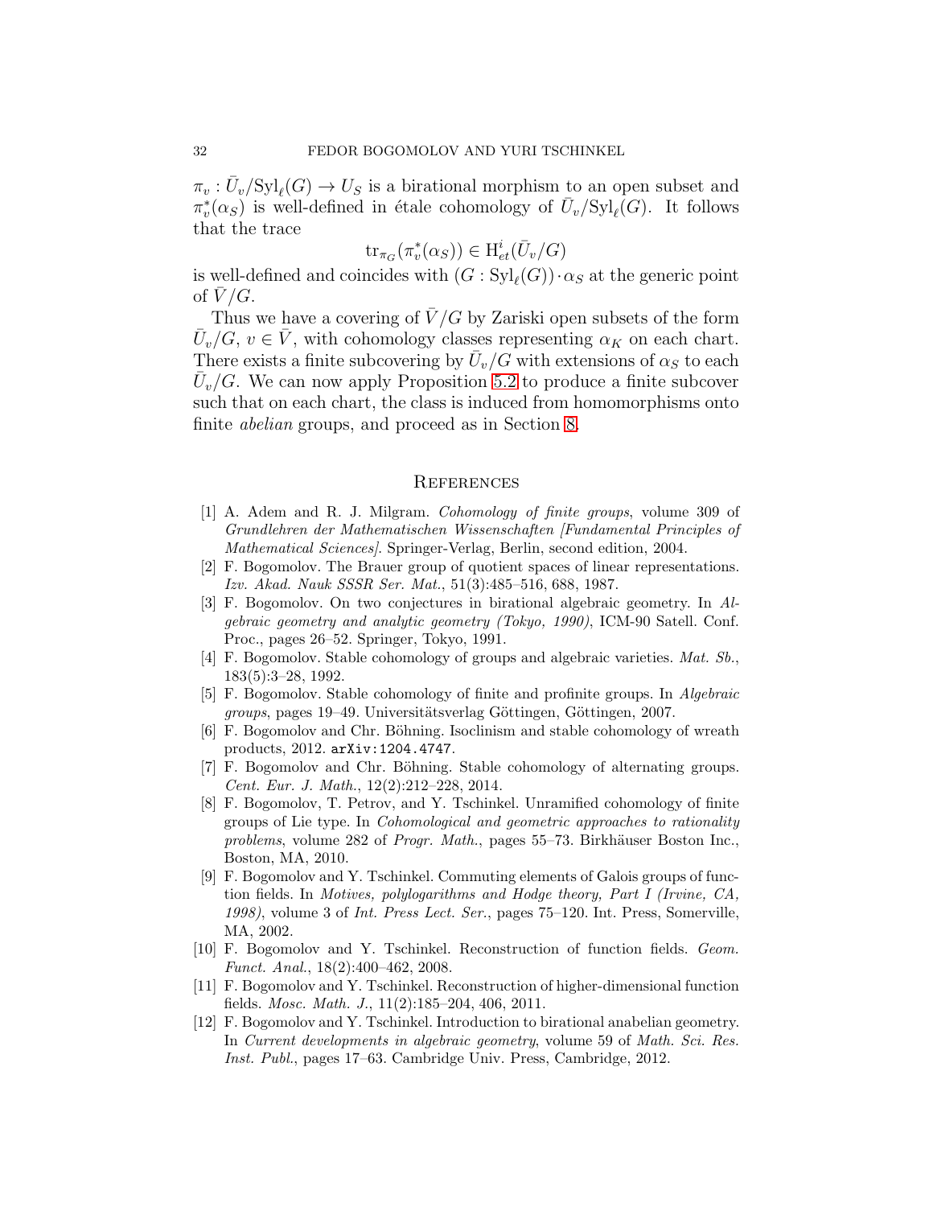$\pi_v : \bar{U}_v/\mathrm{Syl}_\ell(G) \to U_S$ is a birational morphism to an open subset and $\pi_v^*(\alpha_S)$ is well-defined in étale cohomology of $\bar{U}_v/\mathrm{Syl}_\ell(G)$. It follows that the trace

$$\mathrm{tr}_{\pi_G}(\pi_v^*(\alpha_S)) \in \mathrm{H}^i_{et}(\bar{U}_v/G)$$

is well-defined and coincides with $(G : \mathrm{Syl}_\ell(G)) \cdot \alpha_S$ at the generic point of $\bar{V}/G$.

Thus we have a covering of $\bar{V}/G$ by Zariski open subsets of the form $\bar{U}_v/G$, $v \in \bar{V}$, with cohomology classes representing $\alpha_K$ on each chart. There exists a finite subcovering by $\bar{U}_v/G$ with extensions of $\alpha_S$ to each $\bar{U}_v/G$. We can now apply Proposition 5.2 to produce a finite subcover such that on each chart, the class is induced from homomorphisms onto finite *abelian* groups, and proceed as in Section 8.

## References

[1] A. Adem and R. J. Milgram. *Cohomology of finite groups*, volume 309 of *Grundlehren der Mathematischen Wissenschaften [Fundamental Principles of Mathematical Sciences]*. Springer-Verlag, Berlin, second edition, 2004.

[2] F. Bogomolov. The Brauer group of quotient spaces of linear representations. *Izv. Akad. Nauk SSSR Ser. Mat.*, 51(3):485–516, 688, 1987.

[3] F. Bogomolov. On two conjectures in birational algebraic geometry. In *Algebraic geometry and analytic geometry (Tokyo, 1990)*, ICM-90 Satell. Conf. Proc., pages 26–52. Springer, Tokyo, 1991.

[4] F. Bogomolov. Stable cohomology of groups and algebraic varieties. *Mat. Sb.*, 183(5):3–28, 1992.

[5] F. Bogomolov. Stable cohomology of finite and profinite groups. In *Algebraic groups*, pages 19–49. Universitätsverlag Göttingen, Göttingen, 2007.

[6] F. Bogomolov and Chr. Böhning. Isoclinism and stable cohomology of wreath products, 2012. arXiv:1204.4747.

[7] F. Bogomolov and Chr. Böhning. Stable cohomology of alternating groups. *Cent. Eur. J. Math.*, 12(2):212–228, 2014.

[8] F. Bogomolov, T. Petrov, and Y. Tschinkel. Unramified cohomology of finite groups of Lie type. In *Cohomological and geometric approaches to rationality problems*, volume 282 of *Progr. Math.*, pages 55–73. Birkhäuser Boston Inc., Boston, MA, 2010.

[9] F. Bogomolov and Y. Tschinkel. Commuting elements of Galois groups of function fields. In *Motives, polylogarithms and Hodge theory, Part I (Irvine, CA, 1998)*, volume 3 of *Int. Press Lect. Ser.*, pages 75–120. Int. Press, Somerville, MA, 2002.

[10] F. Bogomolov and Y. Tschinkel. Reconstruction of function fields. *Geom. Funct. Anal.*, 18(2):400–462, 2008.

[11] F. Bogomolov and Y. Tschinkel. Reconstruction of higher-dimensional function fields. *Mosc. Math. J.*, 11(2):185–204, 406, 2011.

[12] F. Bogomolov and Y. Tschinkel. Introduction to birational anabelian geometry. In *Current developments in algebraic geometry*, volume 59 of *Math. Sci. Res. Inst. Publ.*, pages 17–63. Cambridge Univ. Press, Cambridge, 2012.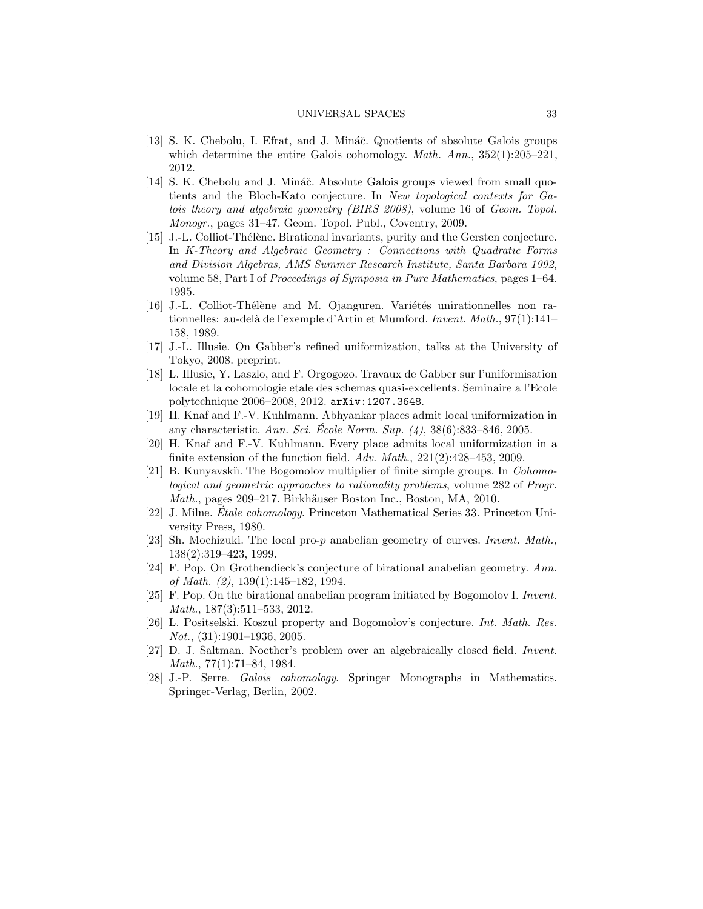[13] S. K. Chebolu, I. Efrat, and J. Mináč. Quotients of absolute Galois groups which determine the entire Galois cohomology. *Math. Ann.*, 352(1):205–221, 2012.

[14] S. K. Chebolu and J. Mináč. Absolute Galois groups viewed from small quotients and the Bloch-Kato conjecture. In *New topological contexts for Galois theory and algebraic geometry (BIRS 2008)*, volume 16 of *Geom. Topol. Monogr.*, pages 31–47. Geom. Topol. Publ., Coventry, 2009.

[15] J.-L. Colliot-Thélène. Birational invariants, purity and the Gersten conjecture. In *K-Theory and Algebraic Geometry : Connections with Quadratic Forms and Division Algebras, AMS Summer Research Institute, Santa Barbara 1992*, volume 58, Part I of *Proceedings of Symposia in Pure Mathematics*, pages 1–64. 1995.

[16] J.-L. Colliot-Thélène and M. Ojanguren. Variétés unirationnelles non rationnelles: au-delà de l'exemple d'Artin et Mumford. *Invent. Math.*, 97(1):141–158, 1989.

[17] J.-L. Illusie. On Gabber's refined uniformization, talks at the University of Tokyo, 2008. preprint.

[18] L. Illusie, Y. Laszlo, and F. Orgogozo. Travaux de Gabber sur l'uniformisation locale et la cohomologie etale des schemas quasi-excellents. Seminaire a l'Ecole polytechnique 2006–2008, 2012. arXiv:1207.3648.

[19] H. Knaf and F.-V. Kuhlmann. Abhyankar places admit local uniformization in any characteristic. *Ann. Sci. École Norm. Sup. (4)*, 38(6):833–846, 2005.

[20] H. Knaf and F.-V. Kuhlmann. Every place admits local uniformization in a finite extension of the function field. *Adv. Math.*, 221(2):428–453, 2009.

[21] B. Kunyavskiĭ. The Bogomolov multiplier of finite simple groups. In *Cohomological and geometric approaches to rationality problems*, volume 282 of *Progr. Math.*, pages 209–217. Birkhäuser Boston Inc., Boston, MA, 2010.

[22] J. Milne. *Étale cohomology*. Princeton Mathematical Series 33. Princeton University Press, 1980.

[23] Sh. Mochizuki. The local pro-$p$ anabelian geometry of curves. *Invent. Math.*, 138(2):319–423, 1999.

[24] F. Pop. On Grothendieck's conjecture of birational anabelian geometry. *Ann. of Math. (2)*, 139(1):145–182, 1994.

[25] F. Pop. On the birational anabelian program initiated by Bogomolov I. *Invent. Math.*, 187(3):511–533, 2012.

[26] L. Positselski. Koszul property and Bogomolov's conjecture. *Int. Math. Res. Not.*, (31):1901–1936, 2005.

[27] D. J. Saltman. Noether's problem over an algebraically closed field. *Invent. Math.*, 77(1):71–84, 1984.

[28] J.-P. Serre. *Galois cohomology*. Springer Monographs in Mathematics. Springer-Verlag, Berlin, 2002.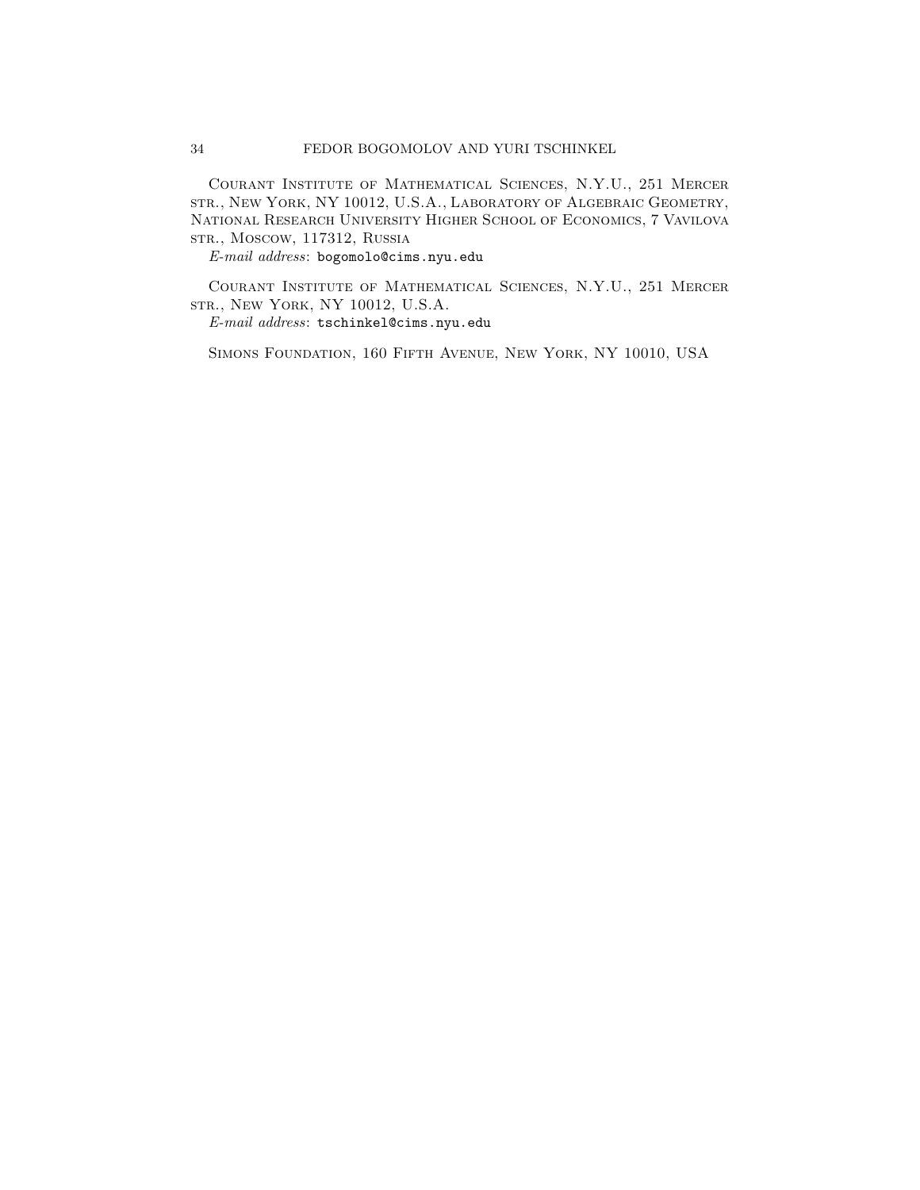Courant Institute of Mathematical Sciences, N.Y.U., 251 Mercer str., New York, NY 10012, U.S.A., Laboratory of Algebraic Geometry, National Research University Higher School of Economics, 7 Vavilova str., Moscow, 117312, Russia

*E-mail address*: bogomolo@cims.nyu.edu

Courant Institute of Mathematical Sciences, N.Y.U., 251 Mercer str., New York, NY 10012, U.S.A.

*E-mail address*: tschinkel@cims.nyu.edu

Simons Foundation, 160 Fifth Avenue, New York, NY 10010, USA